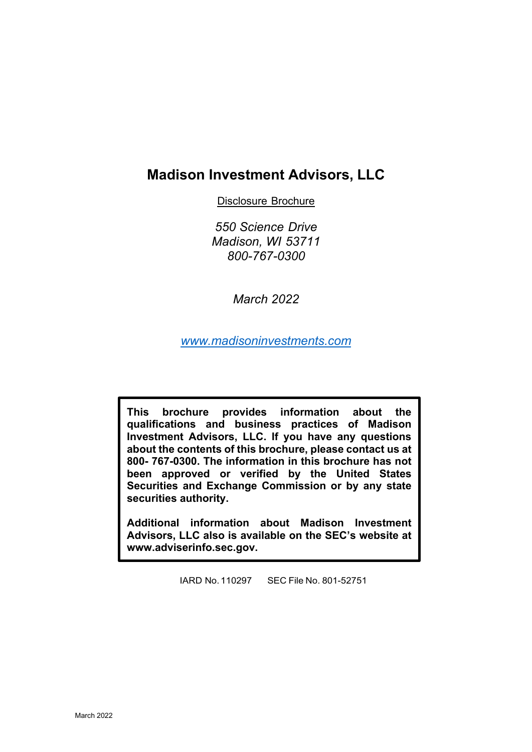# Madison Investment Advisors, LLC

Disclosure Brochure

*550 Science Drive*
*Madison, WI 53711*
*800-767-0300*

*March 2022*

*www.madisoninvestments.com*

**This brochure provides information about the qualifications and business practices of Madison Investment Advisors, LLC. If you have any questions about the contents of this brochure, please contact us at 800- 767-0300. The information in this brochure has not been approved or verified by the United States Securities and Exchange Commission or by any state securities authority.**

**Additional information about Madison Investment Advisors, LLC also is available on the SEC's website at www.adviserinfo.sec.gov.**

IARD No. 110297 SEC File No. 801-52751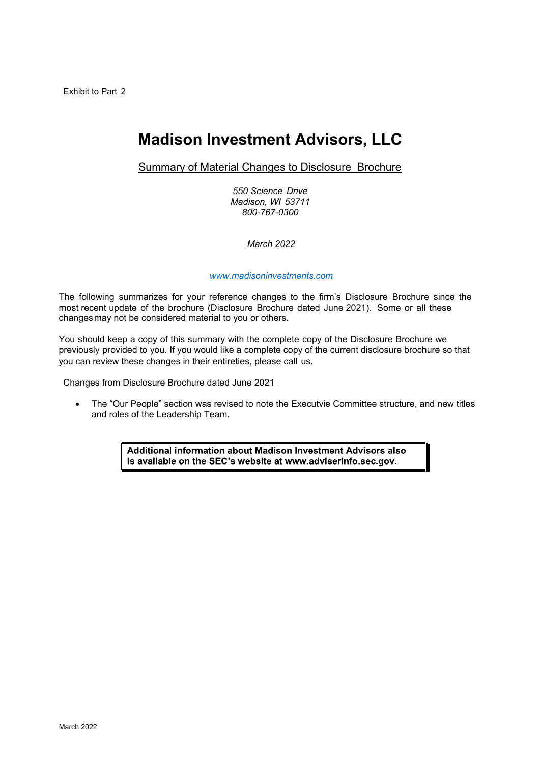Exhibit to Part 2

# Madison Investment Advisors, LLC

## Summary of Material Changes to Disclosure Brochure

*550 Science Drive*
*Madison, WI 53711*
*800-767-0300*

*March 2022*

*www.madisoninvestments.com*

The following summarizes for your reference changes to the firm's Disclosure Brochure since the most recent update of the brochure (Disclosure Brochure dated June 2021). Some or all these changes may not be considered material to you or others.

You should keep a copy of this summary with the complete copy of the Disclosure Brochure we previously provided to you. If you would like a complete copy of the current disclosure brochure so that you can review these changes in their entireties, please call us.

Changes from Disclosure Brochure dated June 2021

- The "Our People" section was revised to note the Executvie Committee structure, and new titles and roles of the Leadership Team.

**Additional information about Madison Investment Advisors also is available on the SEC's website at www.adviserinfo.sec.gov.**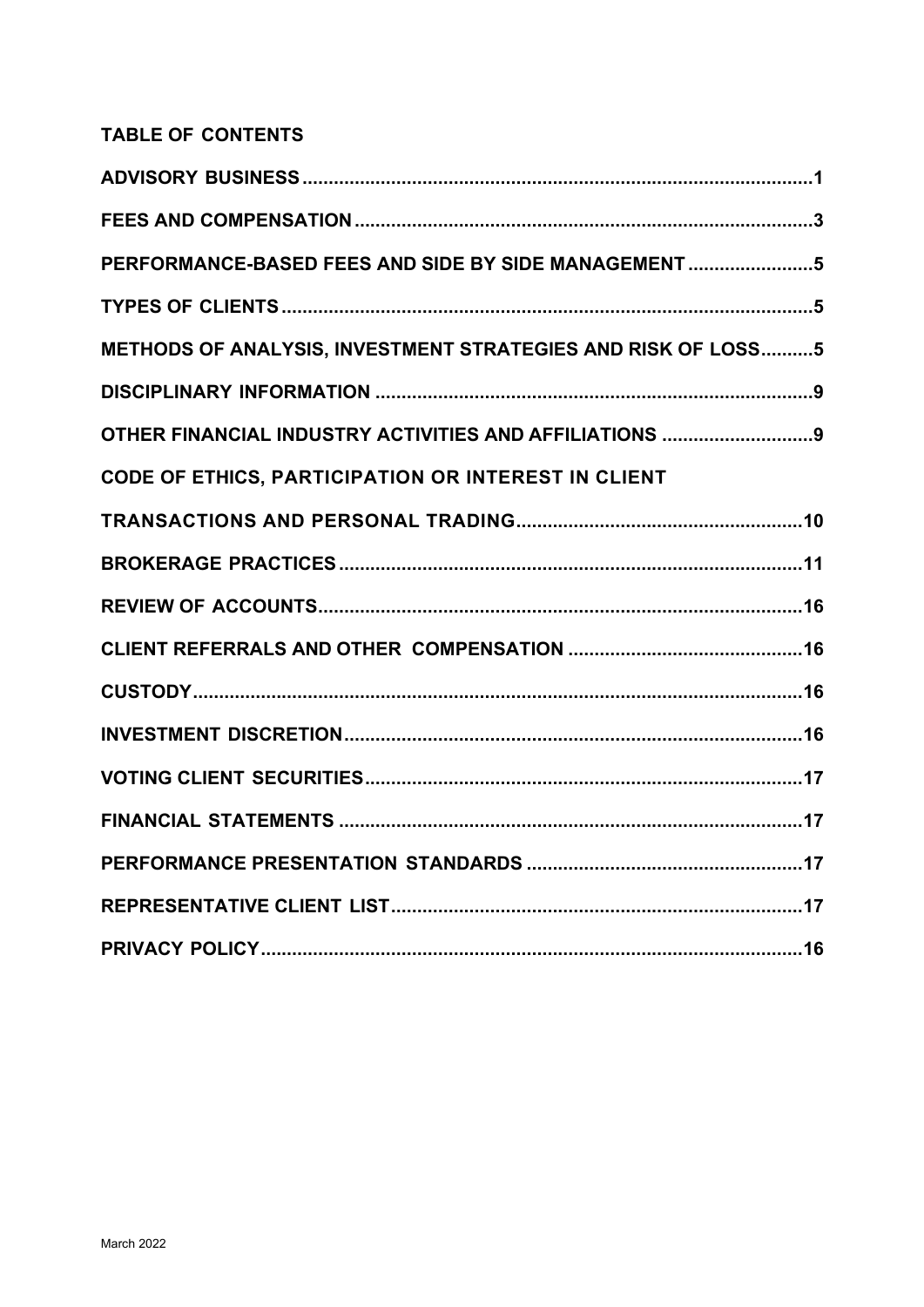## TABLE OF CONTENTS

| | |
|---|---|
| **ADVISORY BUSINESS** | **1** |
| **FEES AND COMPENSATION** | **3** |
| **PERFORMANCE-BASED FEES AND SIDE BY SIDE MANAGEMENT** | **5** |
| **TYPES OF CLIENTS** | **5** |
| **METHODS OF ANALYSIS, INVESTMENT STRATEGIES AND RISK OF LOSS** | **5** |
| **DISCIPLINARY INFORMATION** | **9** |
| **OTHER FINANCIAL INDUSTRY ACTIVITIES AND AFFILIATIONS** | **9** |
| **CODE OF ETHICS, PARTICIPATION OR INTEREST IN CLIENT TRANSACTIONS AND PERSONAL TRADING** | **10** |
| **BROKERAGE PRACTICES** | **11** |
| **REVIEW OF ACCOUNTS** | **16** |
| **CLIENT REFERRALS AND OTHER COMPENSATION** | **16** |
| **CUSTODY** | **16** |
| **INVESTMENT DISCRETION** | **16** |
| **VOTING CLIENT SECURITIES** | **17** |
| **FINANCIAL STATEMENTS** | **17** |
| **PERFORMANCE PRESENTATION STANDARDS** | **17** |
| **REPRESENTATIVE CLIENT LIST** | **17** |
| **PRIVACY POLICY** | **16** |

March 2022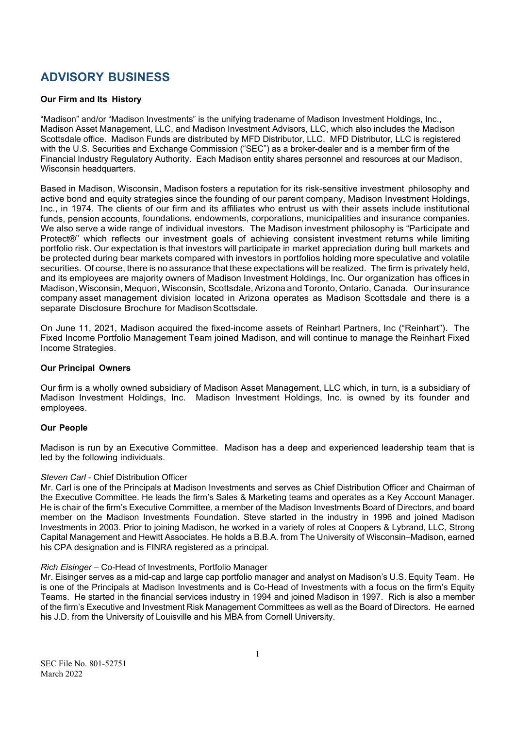# ADVISORY BUSINESS

**Our Firm and Its History**

"Madison" and/or "Madison Investments" is the unifying tradename of Madison Investment Holdings, Inc., Madison Asset Management, LLC, and Madison Investment Advisors, LLC, which also includes the Madison Scottsdale office. Madison Funds are distributed by MFD Distributor, LLC. MFD Distributor, LLC is registered with the U.S. Securities and Exchange Commission ("SEC") as a broker-dealer and is a member firm of the Financial Industry Regulatory Authority. Each Madison entity shares personnel and resources at our Madison, Wisconsin headquarters.

Based in Madison, Wisconsin, Madison fosters a reputation for its risk-sensitive investment philosophy and active bond and equity strategies since the founding of our parent company, Madison Investment Holdings, Inc., in 1974. The clients of our firm and its affiliates who entrust us with their assets include institutional funds, pension accounts, foundations, endowments, corporations, municipalities and insurance companies. We also serve a wide range of individual investors. The Madison investment philosophy is "Participate and Protect®" which reflects our investment goals of achieving consistent investment returns while limiting portfolio risk. Our expectation is that investors will participate in market appreciation during bull markets and be protected during bear markets compared with investors in portfolios holding more speculative and volatile securities. Of course, there is no assurance that these expectations will be realized. The firm is privately held, and its employees are majority owners of Madison Investment Holdings, Inc. Our organization has offices in Madison, Wisconsin, Mequon, Wisconsin, Scottsdale, Arizona and Toronto, Ontario, Canada. Our insurance company asset management division located in Arizona operates as Madison Scottsdale and there is a separate Disclosure Brochure for Madison Scottsdale.

On June 11, 2021, Madison acquired the fixed-income assets of Reinhart Partners, Inc ("Reinhart"). The Fixed Income Portfolio Management Team joined Madison, and will continue to manage the Reinhart Fixed Income Strategies.

**Our Principal Owners**

Our firm is a wholly owned subsidiary of Madison Asset Management, LLC which, in turn, is a subsidiary of Madison Investment Holdings, Inc. Madison Investment Holdings, Inc. is owned by its founder and employees.

**Our People**

Madison is run by an Executive Committee. Madison has a deep and experienced leadership team that is led by the following individuals.

*Steven Carl* - Chief Distribution Officer
Mr. Carl is one of the Principals at Madison Investments and serves as Chief Distribution Officer and Chairman of the Executive Committee. He leads the firm's Sales & Marketing teams and operates as a Key Account Manager. He is chair of the firm's Executive Committee, a member of the Madison Investments Board of Directors, and board member on the Madison Investments Foundation. Steve started in the industry in 1996 and joined Madison Investments in 2003. Prior to joining Madison, he worked in a variety of roles at Coopers & Lybrand, LLC, Strong Capital Management and Hewitt Associates. He holds a B.B.A. from The University of Wisconsin–Madison, earned his CPA designation and is FINRA registered as a principal.

*Rich Eisinger* – Co-Head of Investments, Portfolio Manager
Mr. Eisinger serves as a mid-cap and large cap portfolio manager and analyst on Madison's U.S. Equity Team. He is one of the Principals at Madison Investments and is Co-Head of Investments with a focus on the firm's Equity Teams. He started in the financial services industry in 1994 and joined Madison in 1997. Rich is also a member of the firm's Executive and Investment Risk Management Committees as well as the Board of Directors. He earned his J.D. from the University of Louisville and his MBA from Cornell University.

SEC File No. 801-52751
March 2022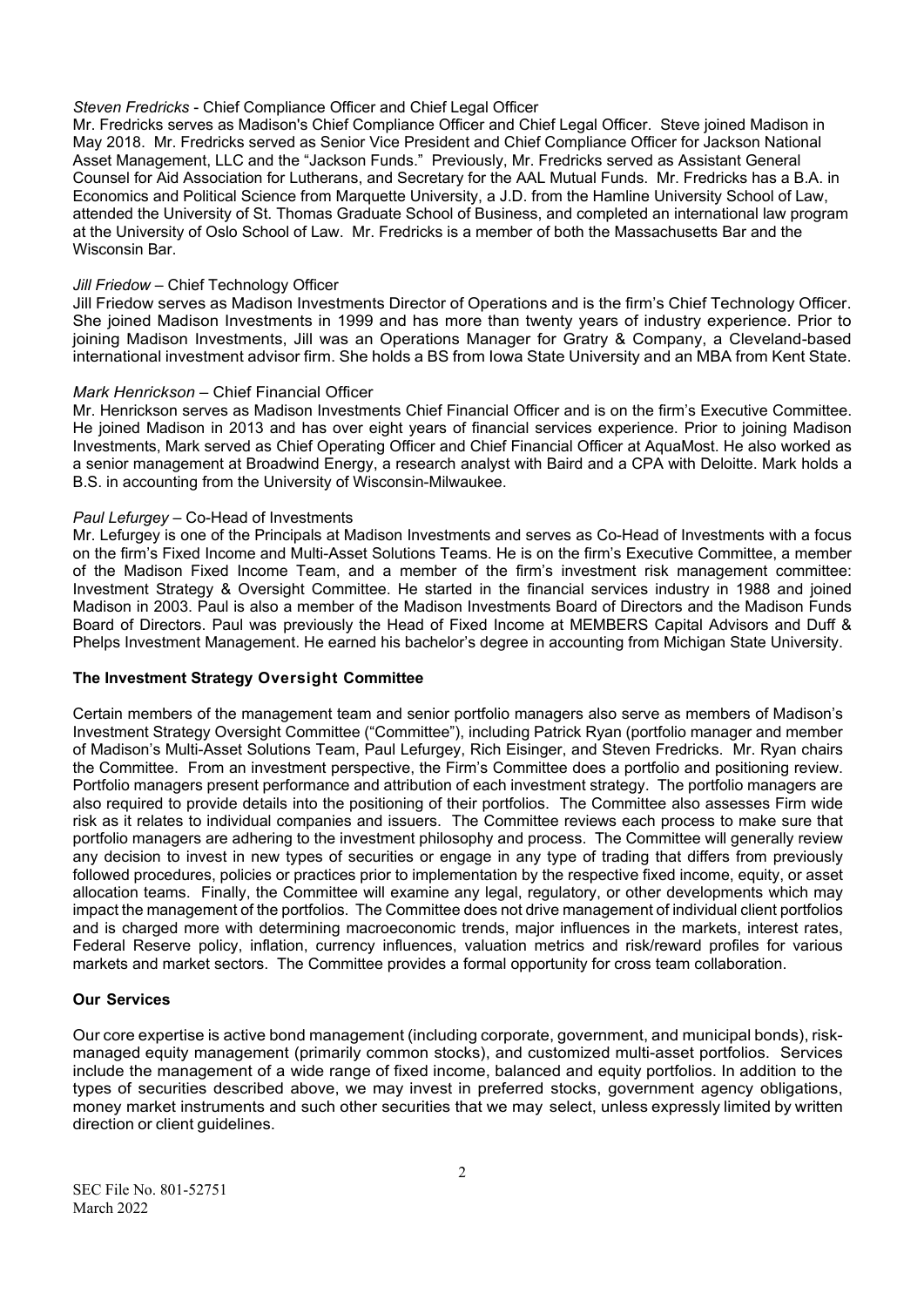*Steven Fredricks* - Chief Compliance Officer and Chief Legal Officer

Mr. Fredricks serves as Madison's Chief Compliance Officer and Chief Legal Officer. Steve joined Madison in May 2018. Mr. Fredricks served as Senior Vice President and Chief Compliance Officer for Jackson National Asset Management, LLC and the "Jackson Funds." Previously, Mr. Fredricks served as Assistant General Counsel for Aid Association for Lutherans, and Secretary for the AAL Mutual Funds. Mr. Fredricks has a B.A. in Economics and Political Science from Marquette University, a J.D. from the Hamline University School of Law, attended the University of St. Thomas Graduate School of Business, and completed an international law program at the University of Oslo School of Law. Mr. Fredricks is a member of both the Massachusetts Bar and the Wisconsin Bar.

*Jill Friedow* – Chief Technology Officer

Jill Friedow serves as Madison Investments Director of Operations and is the firm's Chief Technology Officer. She joined Madison Investments in 1999 and has more than twenty years of industry experience. Prior to joining Madison Investments, Jill was an Operations Manager for Gratry & Company, a Cleveland-based international investment advisor firm. She holds a BS from Iowa State University and an MBA from Kent State.

*Mark Henrickson* – Chief Financial Officer

Mr. Henrickson serves as Madison Investments Chief Financial Officer and is on the firm's Executive Committee. He joined Madison in 2013 and has over eight years of financial services experience. Prior to joining Madison Investments, Mark served as Chief Operating Officer and Chief Financial Officer at AquaMost. He also worked as a senior management at Broadwind Energy, a research analyst with Baird and a CPA with Deloitte. Mark holds a B.S. in accounting from the University of Wisconsin-Milwaukee.

*Paul Lefurgey* – Co-Head of Investments

Mr. Lefurgey is one of the Principals at Madison Investments and serves as Co-Head of Investments with a focus on the firm's Fixed Income and Multi-Asset Solutions Teams. He is on the firm's Executive Committee, a member of the Madison Fixed Income Team, and a member of the firm's investment risk management committee: Investment Strategy & Oversight Committee. He started in the financial services industry in 1988 and joined Madison in 2003. Paul is also a member of the Madison Investments Board of Directors and the Madison Funds Board of Directors. Paul was previously the Head of Fixed Income at MEMBERS Capital Advisors and Duff & Phelps Investment Management. He earned his bachelor's degree in accounting from Michigan State University.

**The Investment Strategy Oversight Committee**

Certain members of the management team and senior portfolio managers also serve as members of Madison's Investment Strategy Oversight Committee ("Committee"), including Patrick Ryan (portfolio manager and member of Madison's Multi-Asset Solutions Team, Paul Lefurgey, Rich Eisinger, and Steven Fredricks. Mr. Ryan chairs the Committee. From an investment perspective, the Firm's Committee does a portfolio and positioning review. Portfolio managers present performance and attribution of each investment strategy. The portfolio managers are also required to provide details into the positioning of their portfolios. The Committee also assesses Firm wide risk as it relates to individual companies and issuers. The Committee reviews each process to make sure that portfolio managers are adhering to the investment philosophy and process. The Committee will generally review any decision to invest in new types of securities or engage in any type of trading that differs from previously followed procedures, policies or practices prior to implementation by the respective fixed income, equity, or asset allocation teams. Finally, the Committee will examine any legal, regulatory, or other developments which may impact the management of the portfolios. The Committee does not drive management of individual client portfolios and is charged more with determining macroeconomic trends, major influences in the markets, interest rates, Federal Reserve policy, inflation, currency influences, valuation metrics and risk/reward profiles for various markets and market sectors. The Committee provides a formal opportunity for cross team collaboration.

**Our Services**

Our core expertise is active bond management (including corporate, government, and municipal bonds), risk-managed equity management (primarily common stocks), and customized multi-asset portfolios. Services include the management of a wide range of fixed income, balanced and equity portfolios. In addition to the types of securities described above, we may invest in preferred stocks, government agency obligations, money market instruments and such other securities that we may select, unless expressly limited by written direction or client guidelines.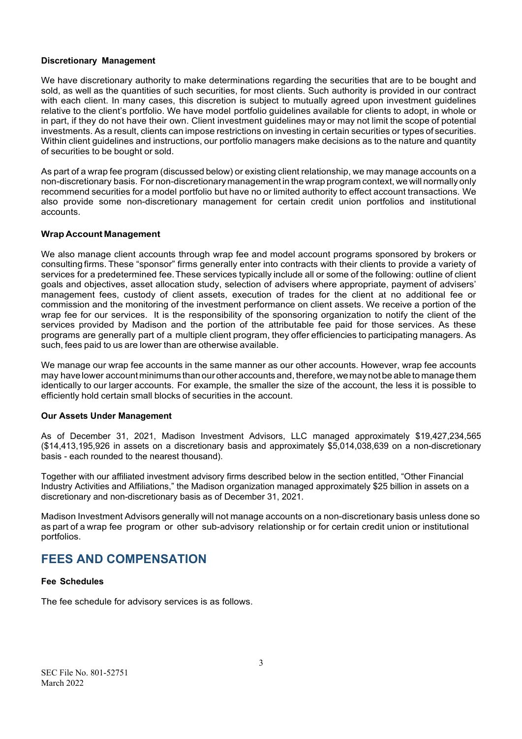#### **Discretionary Management**

We have discretionary authority to make determinations regarding the securities that are to be bought and sold, as well as the quantities of such securities, for most clients. Such authority is provided in our contract with each client. In many cases, this discretion is subject to mutually agreed upon investment guidelines relative to the client's portfolio. We have model portfolio guidelines available for clients to adopt, in whole or in part, if they do not have their own. Client investment guidelines may or may not limit the scope of potential investments. As a result, clients can impose restrictions on investing in certain securities or types of securities. Within client guidelines and instructions, our portfolio managers make decisions as to the nature and quantity of securities to be bought or sold.

As part of a wrap fee program (discussed below) or existing client relationship, we may manage accounts on a non-discretionary basis. For non-discretionary management in the wrap program context, we will normally only recommend securities for a model portfolio but have no or limited authority to effect account transactions. We also provide some non-discretionary management for certain credit union portfolios and institutional accounts.

#### **Wrap Account Management**

We also manage client accounts through wrap fee and model account programs sponsored by brokers or consulting firms. These "sponsor" firms generally enter into contracts with their clients to provide a variety of services for a predetermined fee. These services typically include all or some of the following: outline of client goals and objectives, asset allocation study, selection of advisers where appropriate, payment of advisers' management fees, custody of client assets, execution of trades for the client at no additional fee or commission and the monitoring of the investment performance on client assets. We receive a portion of the wrap fee for our services. It is the responsibility of the sponsoring organization to notify the client of the services provided by Madison and the portion of the attributable fee paid for those services. As these programs are generally part of a multiple client program, they offer efficiencies to participating managers. As such, fees paid to us are lower than are otherwise available.

We manage our wrap fee accounts in the same manner as our other accounts. However, wrap fee accounts may have lower account minimums than our other accounts and, therefore, we may not be able to manage them identically to our larger accounts. For example, the smaller the size of the account, the less it is possible to efficiently hold certain small blocks of securities in the account.

#### **Our Assets Under Management**

As of December 31, 2021, Madison Investment Advisors, LLC managed approximately \$19,427,234,565 (\$14,413,195,926 in assets on a discretionary basis and approximately \$5,014,038,639 on a non-discretionary basis - each rounded to the nearest thousand).

Together with our affiliated investment advisory firms described below in the section entitled, "Other Financial Industry Activities and Affiliations," the Madison organization managed approximately \$25 billion in assets on a discretionary and non-discretionary basis as of December 31, 2021.

Madison Investment Advisors generally will not manage accounts on a non-discretionary basis unless done so as part of a wrap fee program or other sub-advisory relationship or for certain credit union or institutional portfolios.

## FEES AND COMPENSATION

#### **Fee Schedules**

The fee schedule for advisory services is as follows.

SEC File No. 801-52751
March 2022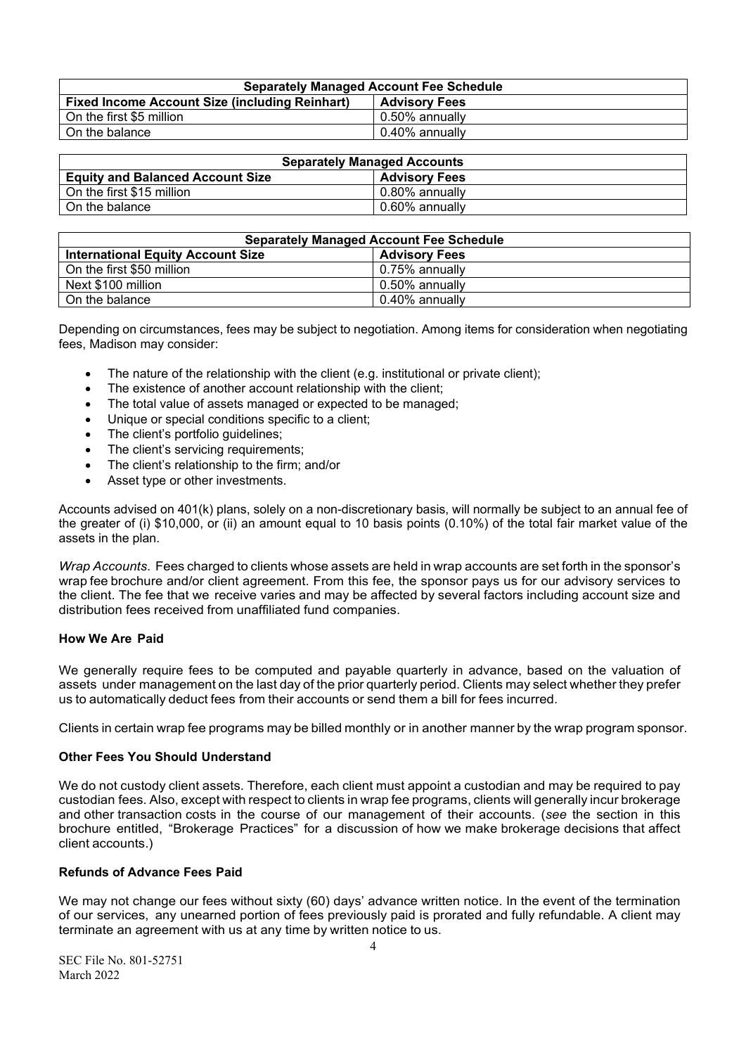| Separately Managed Account Fee Schedule | |
|---|---|
| **Fixed Income Account Size (including Reinhart)** | **Advisory Fees** |
| On the first $5 million | 0.50% annually |
| On the balance | 0.40% annually |

| Separately Managed Accounts | |
|---|---|
| **Equity and Balanced Account Size** | **Advisory Fees** |
| On the first $15 million | 0.80% annually |
| On the balance | 0.60% annually |

| Separately Managed Account Fee Schedule | |
|---|---|
| **International Equity Account Size** | **Advisory Fees** |
| On the first $50 million | 0.75% annually |
| Next $100 million | 0.50% annually |
| On the balance | 0.40% annually |

Depending on circumstances, fees may be subject to negotiation. Among items for consideration when negotiating fees, Madison may consider:

- The nature of the relationship with the client (e.g. institutional or private client);
- The existence of another account relationship with the client;
- The total value of assets managed or expected to be managed;
- Unique or special conditions specific to a client;
- The client's portfolio guidelines;
- The client's servicing requirements;
- The client's relationship to the firm; and/or
- Asset type or other investments.

Accounts advised on 401(k) plans, solely on a non-discretionary basis, will normally be subject to an annual fee of the greater of (i) $10,000, or (ii) an amount equal to 10 basis points (0.10%) of the total fair market value of the assets in the plan.

*Wrap Accounts.* Fees charged to clients whose assets are held in wrap accounts are set forth in the sponsor's wrap fee brochure and/or client agreement. From this fee, the sponsor pays us for our advisory services to the client. The fee that we receive varies and may be affected by several factors including account size and distribution fees received from unaffiliated fund companies.

**How We Are Paid**

We generally require fees to be computed and payable quarterly in advance, based on the valuation of assets under management on the last day of the prior quarterly period. Clients may select whether they prefer us to automatically deduct fees from their accounts or send them a bill for fees incurred.

Clients in certain wrap fee programs may be billed monthly or in another manner by the wrap program sponsor.

**Other Fees You Should Understand**

We do not custody client assets. Therefore, each client must appoint a custodian and may be required to pay custodian fees. Also, except with respect to clients in wrap fee programs, clients will generally incur brokerage and other transaction costs in the course of our management of their accounts. (*see* the section in this brochure entitled, "Brokerage Practices" for a discussion of how we make brokerage decisions that affect client accounts.)

**Refunds of Advance Fees Paid**

We may not change our fees without sixty (60) days' advance written notice. In the event of the termination of our services, any unearned portion of fees previously paid is prorated and fully refundable. A client may terminate an agreement with us at any time by written notice to us.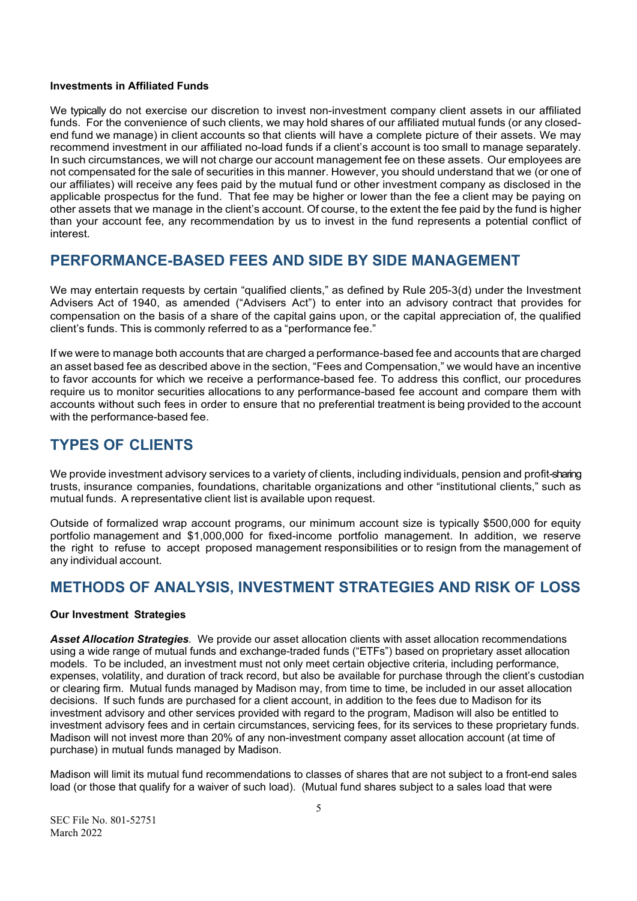**Investments in Affiliated Funds**

We typically do not exercise our discretion to invest non-investment company client assets in our affiliated funds. For the convenience of such clients, we may hold shares of our affiliated mutual funds (or any closed-end fund we manage) in client accounts so that clients will have a complete picture of their assets. We may recommend investment in our affiliated no-load funds if a client's account is too small to manage separately. In such circumstances, we will not charge our account management fee on these assets. Our employees are not compensated for the sale of securities in this manner. However, you should understand that we (or one of our affiliates) will receive any fees paid by the mutual fund or other investment company as disclosed in the applicable prospectus for the fund. That fee may be higher or lower than the fee a client may be paying on other assets that we manage in the client's account. Of course, to the extent the fee paid by the fund is higher than your account fee, any recommendation by us to invest in the fund represents a potential conflict of interest.

## PERFORMANCE-BASED FEES AND SIDE BY SIDE MANAGEMENT

We may entertain requests by certain "qualified clients," as defined by Rule 205-3(d) under the Investment Advisers Act of 1940, as amended ("Advisers Act") to enter into an advisory contract that provides for compensation on the basis of a share of the capital gains upon, or the capital appreciation of, the qualified client's funds. This is commonly referred to as a "performance fee."

If we were to manage both accounts that are charged a performance-based fee and accounts that are charged an asset based fee as described above in the section, "Fees and Compensation," we would have an incentive to favor accounts for which we receive a performance-based fee. To address this conflict, our procedures require us to monitor securities allocations to any performance-based fee account and compare them with accounts without such fees in order to ensure that no preferential treatment is being provided to the account with the performance-based fee.

## TYPES OF CLIENTS

We provide investment advisory services to a variety of clients, including individuals, pension and profit-sharing trusts, insurance companies, foundations, charitable organizations and other "institutional clients," such as mutual funds. A representative client list is available upon request.

Outside of formalized wrap account programs, our minimum account size is typically $500,000 for equity portfolio management and $1,000,000 for fixed-income portfolio management. In addition, we reserve the right to refuse to accept proposed management responsibilities or to resign from the management of any individual account.

## METHODS OF ANALYSIS, INVESTMENT STRATEGIES AND RISK OF LOSS

**Our Investment Strategies**

***Asset Allocation Strategies***. We provide our asset allocation clients with asset allocation recommendations using a wide range of mutual funds and exchange-traded funds ("ETFs") based on proprietary asset allocation models. To be included, an investment must not only meet certain objective criteria, including performance, expenses, volatility, and duration of track record, but also be available for purchase through the client's custodian or clearing firm. Mutual funds managed by Madison may, from time to time, be included in our asset allocation decisions. If such funds are purchased for a client account, in addition to the fees due to Madison for its investment advisory and other services provided with regard to the program, Madison will also be entitled to investment advisory fees and in certain circumstances, servicing fees, for its services to these proprietary funds. Madison will not invest more than 20% of any non-investment company asset allocation account (at time of purchase) in mutual funds managed by Madison.

Madison will limit its mutual fund recommendations to classes of shares that are not subject to a front-end sales load (or those that qualify for a waiver of such load). (Mutual fund shares subject to a sales load that were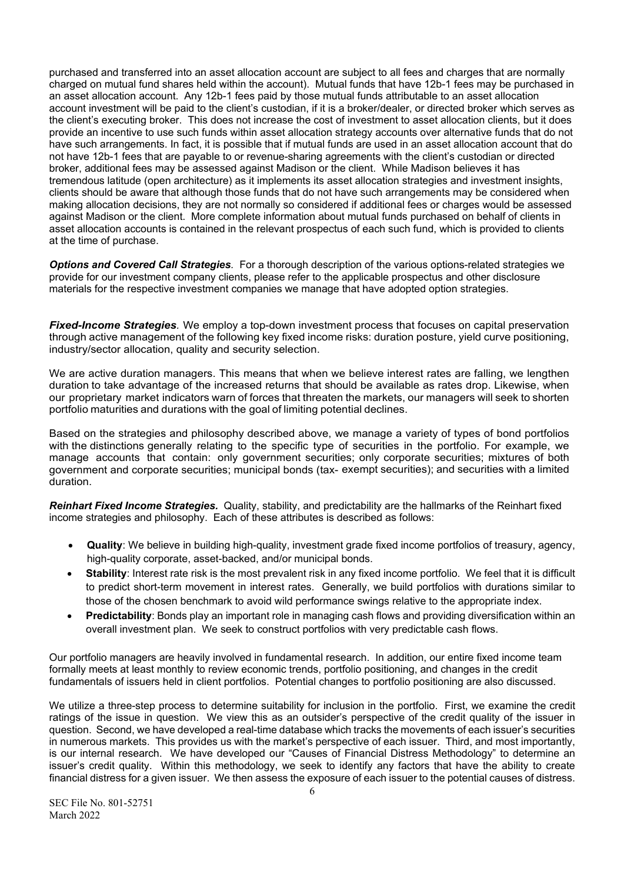purchased and transferred into an asset allocation account are subject to all fees and charges that are normally charged on mutual fund shares held within the account). Mutual funds that have 12b-1 fees may be purchased in an asset allocation account. Any 12b-1 fees paid by those mutual funds attributable to an asset allocation account investment will be paid to the client's custodian, if it is a broker/dealer, or directed broker which serves as the client's executing broker. This does not increase the cost of investment to asset allocation clients, but it does provide an incentive to use such funds within asset allocation strategy accounts over alternative funds that do not have such arrangements. In fact, it is possible that if mutual funds are used in an asset allocation account that do not have 12b-1 fees that are payable to or revenue-sharing agreements with the client's custodian or directed broker, additional fees may be assessed against Madison or the client. While Madison believes it has tremendous latitude (open architecture) as it implements its asset allocation strategies and investment insights, clients should be aware that although those funds that do not have such arrangements may be considered when making allocation decisions, they are not normally so considered if additional fees or charges would be assessed against Madison or the client. More complete information about mutual funds purchased on behalf of clients in asset allocation accounts is contained in the relevant prospectus of each such fund, which is provided to clients at the time of purchase.

***Options and Covered Call Strategies**.* For a thorough description of the various options-related strategies we provide for our investment company clients, please refer to the applicable prospectus and other disclosure materials for the respective investment companies we manage that have adopted option strategies.

***Fixed-Income Strategies**.* We employ a top-down investment process that focuses on capital preservation through active management of the following key fixed income risks: duration posture, yield curve positioning, industry/sector allocation, quality and security selection.

We are active duration managers. This means that when we believe interest rates are falling, we lengthen duration to take advantage of the increased returns that should be available as rates drop. Likewise, when our proprietary market indicators warn of forces that threaten the markets, our managers will seek to shorten portfolio maturities and durations with the goal of limiting potential declines.

Based on the strategies and philosophy described above, we manage a variety of types of bond portfolios with the distinctions generally relating to the specific type of securities in the portfolio. For example, we manage accounts that contain: only government securities; only corporate securities; mixtures of both government and corporate securities; municipal bonds (tax- exempt securities); and securities with a limited duration.

***Reinhart Fixed Income Strategies.*** Quality, stability, and predictability are the hallmarks of the Reinhart fixed income strategies and philosophy. Each of these attributes is described as follows:

- **Quality**: We believe in building high-quality, investment grade fixed income portfolios of treasury, agency, high-quality corporate, asset-backed, and/or municipal bonds.
- **Stability**: Interest rate risk is the most prevalent risk in any fixed income portfolio. We feel that it is difficult to predict short-term movement in interest rates. Generally, we build portfolios with durations similar to those of the chosen benchmark to avoid wild performance swings relative to the appropriate index.
- **Predictability**: Bonds play an important role in managing cash flows and providing diversification within an overall investment plan. We seek to construct portfolios with very predictable cash flows.

Our portfolio managers are heavily involved in fundamental research. In addition, our entire fixed income team formally meets at least monthly to review economic trends, portfolio positioning, and changes in the credit fundamentals of issuers held in client portfolios. Potential changes to portfolio positioning are also discussed.

We utilize a three-step process to determine suitability for inclusion in the portfolio. First, we examine the credit ratings of the issue in question. We view this as an outsider's perspective of the credit quality of the issuer in question. Second, we have developed a real-time database which tracks the movements of each issuer's securities in numerous markets. This provides us with the market's perspective of each issuer. Third, and most importantly, is our internal research. We have developed our "Causes of Financial Distress Methodology" to determine an issuer's credit quality. Within this methodology, we seek to identify any factors that have the ability to create financial distress for a given issuer. We then assess the exposure of each issuer to the potential causes of distress.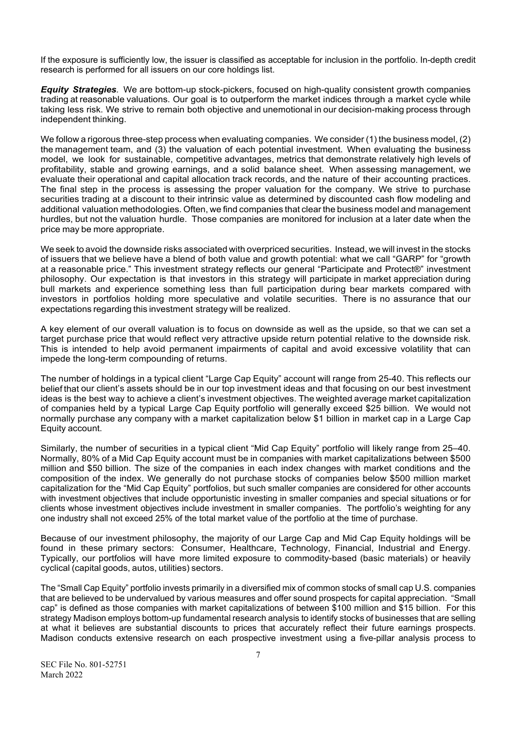If the exposure is sufficiently low, the issuer is classified as acceptable for inclusion in the portfolio. In-depth credit research is performed for all issuers on our core holdings list.

***Equity Strategies***. We are bottom-up stock-pickers, focused on high-quality consistent growth companies trading at reasonable valuations. Our goal is to outperform the market indices through a market cycle while taking less risk. We strive to remain both objective and unemotional in our decision-making process through independent thinking.

We follow a rigorous three-step process when evaluating companies. We consider (1) the business model, (2) the management team, and (3) the valuation of each potential investment. When evaluating the business model, we look for sustainable, competitive advantages, metrics that demonstrate relatively high levels of profitability, stable and growing earnings, and a solid balance sheet. When assessing management, we evaluate their operational and capital allocation track records, and the nature of their accounting practices. The final step in the process is assessing the proper valuation for the company. We strive to purchase securities trading at a discount to their intrinsic value as determined by discounted cash flow modeling and additional valuation methodologies. Often, we find companies that clear the business model and management hurdles, but not the valuation hurdle. Those companies are monitored for inclusion at a later date when the price may be more appropriate.

We seek to avoid the downside risks associated with overpriced securities. Instead, we will invest in the stocks of issuers that we believe have a blend of both value and growth potential: what we call "GARP" for "growth at a reasonable price." This investment strategy reflects our general "Participate and Protect®" investment philosophy. Our expectation is that investors in this strategy will participate in market appreciation during bull markets and experience something less than full participation during bear markets compared with investors in portfolios holding more speculative and volatile securities. There is no assurance that our expectations regarding this investment strategy will be realized.

A key element of our overall valuation is to focus on downside as well as the upside, so that we can set a target purchase price that would reflect very attractive upside return potential relative to the downside risk. This is intended to help avoid permanent impairments of capital and avoid excessive volatility that can impede the long-term compounding of returns.

The number of holdings in a typical client "Large Cap Equity" account will range from 25-40. This reflects our belief that our client's assets should be in our top investment ideas and that focusing on our best investment ideas is the best way to achieve a client's investment objectives. The weighted average market capitalization of companies held by a typical Large Cap Equity portfolio will generally exceed $25 billion. We would not normally purchase any company with a market capitalization below $1 billion in market cap in a Large Cap Equity account.

Similarly, the number of securities in a typical client "Mid Cap Equity" portfolio will likely range from 25–40. Normally, 80% of a Mid Cap Equity account must be in companies with market capitalizations between $500 million and $50 billion. The size of the companies in each index changes with market conditions and the composition of the index. We generally do not purchase stocks of companies below $500 million market capitalization for the "Mid Cap Equity" portfolios, but such smaller companies are considered for other accounts with investment objectives that include opportunistic investing in smaller companies and special situations or for clients whose investment objectives include investment in smaller companies. The portfolio's weighting for any one industry shall not exceed 25% of the total market value of the portfolio at the time of purchase.

Because of our investment philosophy, the majority of our Large Cap and Mid Cap Equity holdings will be found in these primary sectors: Consumer, Healthcare, Technology, Financial, Industrial and Energy. Typically, our portfolios will have more limited exposure to commodity-based (basic materials) or heavily cyclical (capital goods, autos, utilities) sectors.

The "Small Cap Equity" portfolio invests primarily in a diversified mix of common stocks of small cap U.S. companies that are believed to be undervalued by various measures and offer sound prospects for capital appreciation. "Small cap" is defined as those companies with market capitalizations of between $100 million and $15 billion. For this strategy Madison employs bottom-up fundamental research analysis to identify stocks of businesses that are selling at what it believes are substantial discounts to prices that accurately reflect their future earnings prospects. Madison conducts extensive research on each prospective investment using a five-pillar analysis process to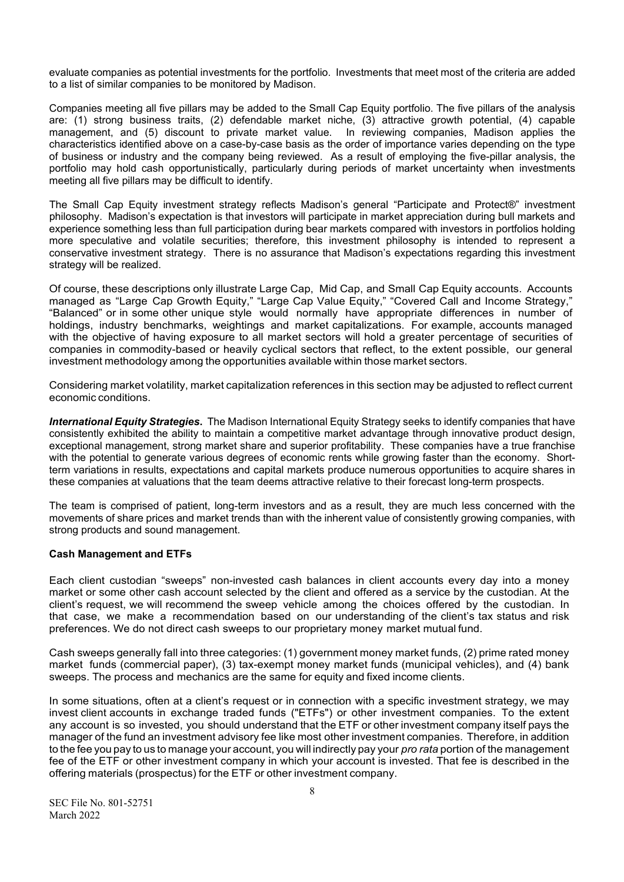evaluate companies as potential investments for the portfolio. Investments that meet most of the criteria are added to a list of similar companies to be monitored by Madison.

Companies meeting all five pillars may be added to the Small Cap Equity portfolio. The five pillars of the analysis are: (1) strong business traits, (2) defendable market niche, (3) attractive growth potential, (4) capable management, and (5) discount to private market value. In reviewing companies, Madison applies the characteristics identified above on a case-by-case basis as the order of importance varies depending on the type of business or industry and the company being reviewed. As a result of employing the five-pillar analysis, the portfolio may hold cash opportunistically, particularly during periods of market uncertainty when investments meeting all five pillars may be difficult to identify.

The Small Cap Equity investment strategy reflects Madison's general "Participate and Protect®" investment philosophy. Madison's expectation is that investors will participate in market appreciation during bull markets and experience something less than full participation during bear markets compared with investors in portfolios holding more speculative and volatile securities; therefore, this investment philosophy is intended to represent a conservative investment strategy. There is no assurance that Madison's expectations regarding this investment strategy will be realized.

Of course, these descriptions only illustrate Large Cap, Mid Cap, and Small Cap Equity accounts. Accounts managed as "Large Cap Growth Equity," "Large Cap Value Equity," "Covered Call and Income Strategy," "Balanced" or in some other unique style would normally have appropriate differences in number of holdings, industry benchmarks, weightings and market capitalizations. For example, accounts managed with the objective of having exposure to all market sectors will hold a greater percentage of securities of companies in commodity-based or heavily cyclical sectors that reflect, to the extent possible, our general investment methodology among the opportunities available within those market sectors.

Considering market volatility, market capitalization references in this section may be adjusted to reflect current economic conditions.

***International Equity Strategies*.** The Madison International Equity Strategy seeks to identify companies that have consistently exhibited the ability to maintain a competitive market advantage through innovative product design, exceptional management, strong market share and superior profitability. These companies have a true franchise with the potential to generate various degrees of economic rents while growing faster than the economy. Short-term variations in results, expectations and capital markets produce numerous opportunities to acquire shares in these companies at valuations that the team deems attractive relative to their forecast long-term prospects.

The team is comprised of patient, long-term investors and as a result, they are much less concerned with the movements of share prices and market trends than with the inherent value of consistently growing companies, with strong products and sound management.

**Cash Management and ETFs**

Each client custodian "sweeps" non-invested cash balances in client accounts every day into a money market or some other cash account selected by the client and offered as a service by the custodian. At the client's request, we will recommend the sweep vehicle among the choices offered by the custodian. In that case, we make a recommendation based on our understanding of the client's tax status and risk preferences. We do not direct cash sweeps to our proprietary money market mutual fund.

Cash sweeps generally fall into three categories: (1) government money market funds, (2) prime rated money market funds (commercial paper), (3) tax-exempt money market funds (municipal vehicles), and (4) bank sweeps. The process and mechanics are the same for equity and fixed income clients.

In some situations, often at a client's request or in connection with a specific investment strategy, we may invest client accounts in exchange traded funds ("ETFs") or other investment companies. To the extent any account is so invested, you should understand that the ETF or other investment company itself pays the manager of the fund an investment advisory fee like most other investment companies. Therefore, in addition to the fee you pay to us to manage your account, you will indirectly pay your *pro rata* portion of the management fee of the ETF or other investment company in which your account is invested. That fee is described in the offering materials (prospectus) for the ETF or other investment company.

SEC File No. 801-52751
March 2022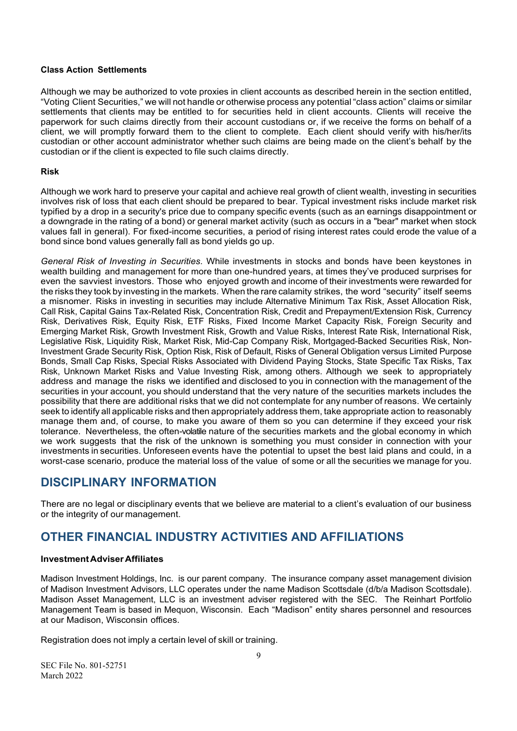**Class Action Settlements**

Although we may be authorized to vote proxies in client accounts as described herein in the section entitled, "Voting Client Securities," we will not handle or otherwise process any potential "class action" claims or similar settlements that clients may be entitled to for securities held in client accounts. Clients will receive the paperwork for such claims directly from their account custodians or, if we receive the forms on behalf of a client, we will promptly forward them to the client to complete. Each client should verify with his/her/its custodian or other account administrator whether such claims are being made on the client's behalf by the custodian or if the client is expected to file such claims directly.

**Risk**

Although we work hard to preserve your capital and achieve real growth of client wealth, investing in securities involves risk of loss that each client should be prepared to bear. Typical investment risks include market risk typified by a drop in a security's price due to company specific events (such as an earnings disappointment or a downgrade in the rating of a bond) or general market activity (such as occurs in a "bear" market when stock values fall in general). For fixed-income securities, a period of rising interest rates could erode the value of a bond since bond values generally fall as bond yields go up.

*General Risk of Investing in Securities*. While investments in stocks and bonds have been keystones in wealth building and management for more than one-hundred years, at times they've produced surprises for even the savviest investors. Those who enjoyed growth and income of their investments were rewarded for the risks they took by investing in the markets. When the rare calamity strikes, the word "security" itself seems a misnomer. Risks in investing in securities may include Alternative Minimum Tax Risk, Asset Allocation Risk, Call Risk, Capital Gains Tax-Related Risk, Concentration Risk, Credit and Prepayment/Extension Risk, Currency Risk, Derivatives Risk, Equity Risk, ETF Risks, Fixed Income Market Capacity Risk, Foreign Security and Emerging Market Risk, Growth Investment Risk, Growth and Value Risks, Interest Rate Risk, International Risk, Legislative Risk, Liquidity Risk, Market Risk, Mid-Cap Company Risk, Mortgaged-Backed Securities Risk, Non-Investment Grade Security Risk, Option Risk, Risk of Default, Risks of General Obligation versus Limited Purpose Bonds, Small Cap Risks, Special Risks Associated with Dividend Paying Stocks, State Specific Tax Risks, Tax Risk, Unknown Market Risks and Value Investing Risk, among others. Although we seek to appropriately address and manage the risks we identified and disclosed to you in connection with the management of the securities in your account, you should understand that the very nature of the securities markets includes the possibility that there are additional risks that we did not contemplate for any number of reasons. We certainly seek to identify all applicable risks and then appropriately address them, take appropriate action to reasonably manage them and, of course, to make you aware of them so you can determine if they exceed your risk tolerance. Nevertheless, the often-volatile nature of the securities markets and the global economy in which we work suggests that the risk of the unknown is something you must consider in connection with your investments in securities. Unforeseen events have the potential to upset the best laid plans and could, in a worst-case scenario, produce the material loss of the value of some or all the securities we manage for you.

## DISCIPLINARY INFORMATION

There are no legal or disciplinary events that we believe are material to a client's evaluation of our business or the integrity of our management.

## OTHER FINANCIAL INDUSTRY ACTIVITIES AND AFFILIATIONS

**Investment Adviser Affiliates**

Madison Investment Holdings, Inc. is our parent company. The insurance company asset management division of Madison Investment Advisors, LLC operates under the name Madison Scottsdale (d/b/a Madison Scottsdale). Madison Asset Management, LLC is an investment adviser registered with the SEC. The Reinhart Portfolio Management Team is based in Mequon, Wisconsin. Each "Madison" entity shares personnel and resources at our Madison, Wisconsin offices.

Registration does not imply a certain level of skill or training.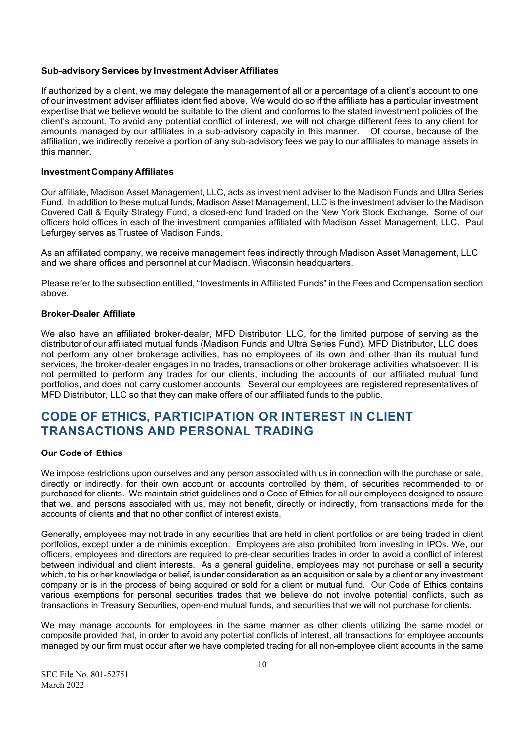### Sub-advisory Services by Investment Adviser Affiliates

If authorized by a client, we may delegate the management of all or a percentage of a client's account to one of our investment adviser affiliates identified above. We would do so if the affiliate has a particular investment expertise that we believe would be suitable to the client and conforms to the stated investment policies of the client's account. To avoid any potential conflict of interest, we will not charge different fees to any client for amounts managed by our affiliates in a sub-advisory capacity in this manner. Of course, because of the affiliation, we indirectly receive a portion of any sub-advisory fees we pay to our affiliates to manage assets in this manner.

### Investment Company Affiliates

Our affiliate, Madison Asset Management, LLC, acts as investment adviser to the Madison Funds and Ultra Series Fund. In addition to these mutual funds, Madison Asset Management, LLC is the investment adviser to the Madison Covered Call & Equity Strategy Fund, a closed-end fund traded on the New York Stock Exchange. Some of our officers hold offices in each of the investment companies affiliated with Madison Asset Management, LLC. Paul Lefurgey serves as Trustee of Madison Funds.

As an affiliated company, we receive management fees indirectly through Madison Asset Management, LLC and we share offices and personnel at our Madison, Wisconsin headquarters.

Please refer to the subsection entitled, "Investments in Affiliated Funds" in the Fees and Compensation section above.

### Broker-Dealer Affiliate

We also have an affiliated broker-dealer, MFD Distributor, LLC, for the limited purpose of serving as the distributor of our affiliated mutual funds (Madison Funds and Ultra Series Fund). MFD Distributor, LLC does not perform any other brokerage activities, has no employees of its own and other than its mutual fund services, the broker-dealer engages in no trades, transactions or other brokerage activities whatsoever. It is not permitted to perform any trades for our clients, including the accounts of our affiliated mutual fund portfolios, and does not carry customer accounts. Several our employees are registered representatives of MFD Distributor, LLC so that they can make offers of our affiliated funds to the public.

## CODE OF ETHICS, PARTICIPATION OR INTEREST IN CLIENT TRANSACTIONS AND PERSONAL TRADING

### Our Code of Ethics

We impose restrictions upon ourselves and any person associated with us in connection with the purchase or sale, directly or indirectly, for their own account or accounts controlled by them, of securities recommended to or purchased for clients. We maintain strict guidelines and a Code of Ethics for all our employees designed to assure that we, and persons associated with us, may not benefit, directly or indirectly, from transactions made for the accounts of clients and that no other conflict of interest exists.

Generally, employees may not trade in any securities that are held in client portfolios or are being traded in client portfolios, except under a de minimis exception. Employees are also prohibited from investing in IPOs. We, our officers, employees and directors are required to pre-clear securities trades in order to avoid a conflict of interest between individual and client interests. As a general guideline, employees may not purchase or sell a security which, to his or her knowledge or belief, is under consideration as an acquisition or sale by a client or any investment company or is in the process of being acquired or sold for a client or mutual fund. Our Code of Ethics contains various exemptions for personal securities trades that we believe do not involve potential conflicts, such as transactions in Treasury Securities, open-end mutual funds, and securities that we will not purchase for clients.

We may manage accounts for employees in the same manner as other clients utilizing the same model or composite provided that, in order to avoid any potential conflicts of interest, all transactions for employee accounts managed by our firm must occur after we have completed trading for all non-employee client accounts in the same

SEC File No. 801-52751
March 2022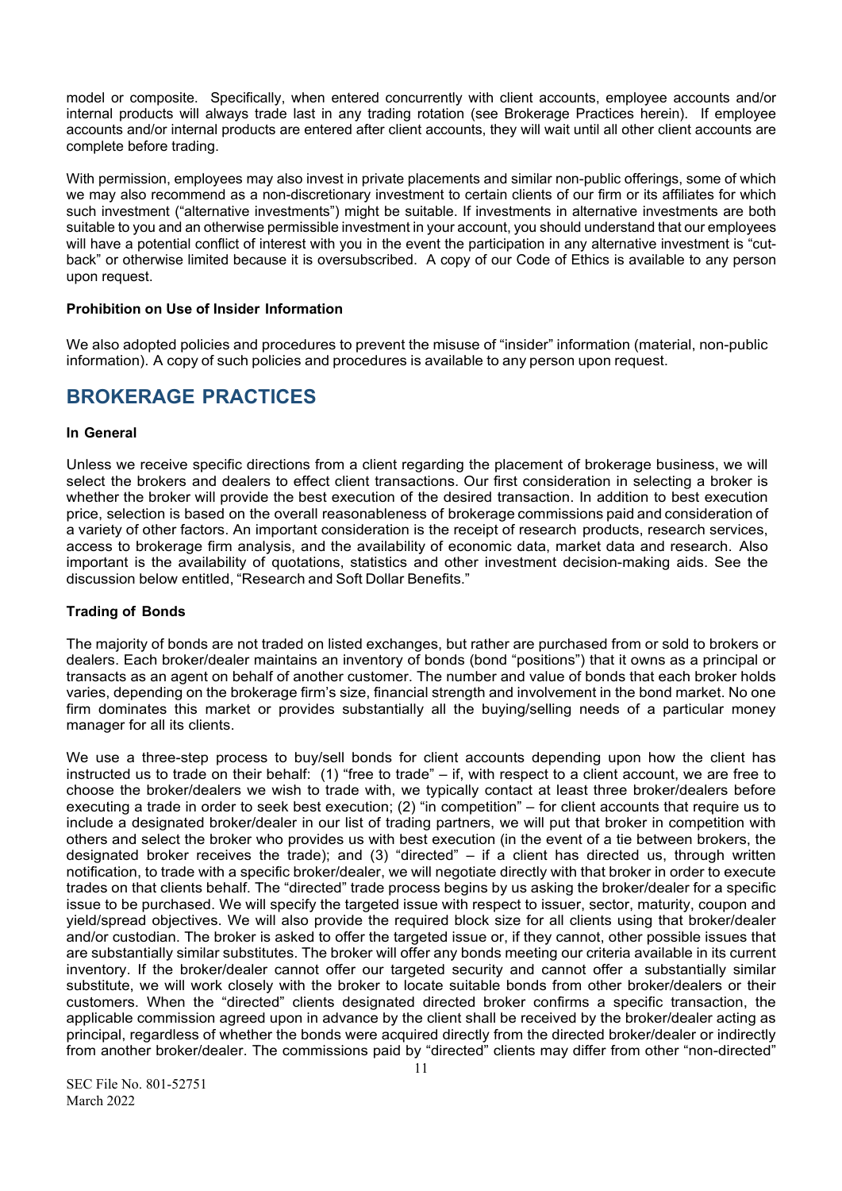model or composite. Specifically, when entered concurrently with client accounts, employee accounts and/or internal products will always trade last in any trading rotation (see Brokerage Practices herein). If employee accounts and/or internal products are entered after client accounts, they will wait until all other client accounts are complete before trading.

With permission, employees may also invest in private placements and similar non-public offerings, some of which we may also recommend as a non-discretionary investment to certain clients of our firm or its affiliates for which such investment ("alternative investments") might be suitable. If investments in alternative investments are both suitable to you and an otherwise permissible investment in your account, you should understand that our employees will have a potential conflict of interest with you in the event the participation in any alternative investment is "cut-back" or otherwise limited because it is oversubscribed. A copy of our Code of Ethics is available to any person upon request.

#### Prohibition on Use of Insider Information

We also adopted policies and procedures to prevent the misuse of "insider" information (material, non-public information). A copy of such policies and procedures is available to any person upon request.

## BROKERAGE PRACTICES

#### In General

Unless we receive specific directions from a client regarding the placement of brokerage business, we will select the brokers and dealers to effect client transactions. Our first consideration in selecting a broker is whether the broker will provide the best execution of the desired transaction. In addition to best execution price, selection is based on the overall reasonableness of brokerage commissions paid and consideration of a variety of other factors. An important consideration is the receipt of research products, research services, access to brokerage firm analysis, and the availability of economic data, market data and research. Also important is the availability of quotations, statistics and other investment decision-making aids. See the discussion below entitled, "Research and Soft Dollar Benefits."

#### Trading of Bonds

The majority of bonds are not traded on listed exchanges, but rather are purchased from or sold to brokers or dealers. Each broker/dealer maintains an inventory of bonds (bond "positions") that it owns as a principal or transacts as an agent on behalf of another customer. The number and value of bonds that each broker holds varies, depending on the brokerage firm's size, financial strength and involvement in the bond market. No one firm dominates this market or provides substantially all the buying/selling needs of a particular money manager for all its clients.

We use a three-step process to buy/sell bonds for client accounts depending upon how the client has instructed us to trade on their behalf: (1) "free to trade" – if, with respect to a client account, we are free to choose the broker/dealers we wish to trade with, we typically contact at least three broker/dealers before executing a trade in order to seek best execution; (2) "in competition" – for client accounts that require us to include a designated broker/dealer in our list of trading partners, we will put that broker in competition with others and select the broker who provides us with best execution (in the event of a tie between brokers, the designated broker receives the trade); and (3) "directed" – if a client has directed us, through written notification, to trade with a specific broker/dealer, we will negotiate directly with that broker in order to execute trades on that clients behalf. The "directed" trade process begins by us asking the broker/dealer for a specific issue to be purchased. We will specify the targeted issue with respect to issuer, sector, maturity, coupon and yield/spread objectives. We will also provide the required block size for all clients using that broker/dealer and/or custodian. The broker is asked to offer the targeted issue or, if they cannot, other possible issues that are substantially similar substitutes. The broker will offer any bonds meeting our criteria available in its current inventory. If the broker/dealer cannot offer our targeted security and cannot offer a substantially similar substitute, we will work closely with the broker to locate suitable bonds from other broker/dealers or their customers. When the "directed" clients designated directed broker confirms a specific transaction, the applicable commission agreed upon in advance by the client shall be received by the broker/dealer acting as principal, regardless of whether the bonds were acquired directly from the directed broker/dealer or indirectly from another broker/dealer. The commissions paid by "directed" clients may differ from other "non-directed"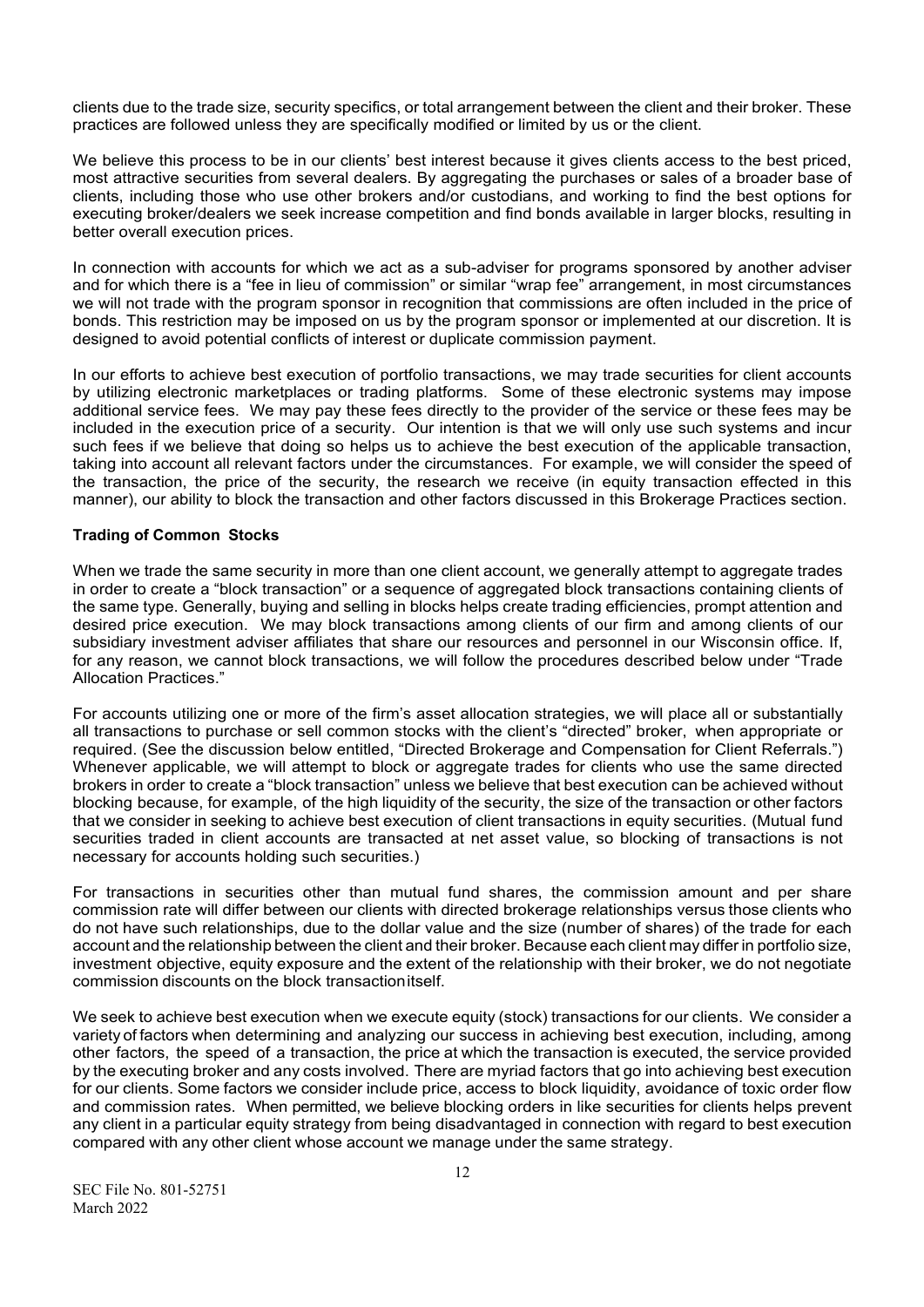clients due to the trade size, security specifics, or total arrangement between the client and their broker. These practices are followed unless they are specifically modified or limited by us or the client.

We believe this process to be in our clients' best interest because it gives clients access to the best priced, most attractive securities from several dealers. By aggregating the purchases or sales of a broader base of clients, including those who use other brokers and/or custodians, and working to find the best options for executing broker/dealers we seek increase competition and find bonds available in larger blocks, resulting in better overall execution prices.

In connection with accounts for which we act as a sub-adviser for programs sponsored by another adviser and for which there is a "fee in lieu of commission" or similar "wrap fee" arrangement, in most circumstances we will not trade with the program sponsor in recognition that commissions are often included in the price of bonds. This restriction may be imposed on us by the program sponsor or implemented at our discretion. It is designed to avoid potential conflicts of interest or duplicate commission payment.

In our efforts to achieve best execution of portfolio transactions, we may trade securities for client accounts by utilizing electronic marketplaces or trading platforms. Some of these electronic systems may impose additional service fees. We may pay these fees directly to the provider of the service or these fees may be included in the execution price of a security. Our intention is that we will only use such systems and incur such fees if we believe that doing so helps us to achieve the best execution of the applicable transaction, taking into account all relevant factors under the circumstances. For example, we will consider the speed of the transaction, the price of the security, the research we receive (in equity transaction effected in this manner), our ability to block the transaction and other factors discussed in this Brokerage Practices section.

**Trading of Common Stocks**

When we trade the same security in more than one client account, we generally attempt to aggregate trades in order to create a "block transaction" or a sequence of aggregated block transactions containing clients of the same type. Generally, buying and selling in blocks helps create trading efficiencies, prompt attention and desired price execution. We may block transactions among clients of our firm and among clients of our subsidiary investment adviser affiliates that share our resources and personnel in our Wisconsin office. If, for any reason, we cannot block transactions, we will follow the procedures described below under "Trade Allocation Practices."

For accounts utilizing one or more of the firm's asset allocation strategies, we will place all or substantially all transactions to purchase or sell common stocks with the client's "directed" broker, when appropriate or required. (See the discussion below entitled, "Directed Brokerage and Compensation for Client Referrals.") Whenever applicable, we will attempt to block or aggregate trades for clients who use the same directed brokers in order to create a "block transaction" unless we believe that best execution can be achieved without blocking because, for example, of the high liquidity of the security, the size of the transaction or other factors that we consider in seeking to achieve best execution of client transactions in equity securities. (Mutual fund securities traded in client accounts are transacted at net asset value, so blocking of transactions is not necessary for accounts holding such securities.)

For transactions in securities other than mutual fund shares, the commission amount and per share commission rate will differ between our clients with directed brokerage relationships versus those clients who do not have such relationships, due to the dollar value and the size (number of shares) of the trade for each account and the relationship between the client and their broker. Because each client may differ in portfolio size, investment objective, equity exposure and the extent of the relationship with their broker, we do not negotiate commission discounts on the block transaction itself.

We seek to achieve best execution when we execute equity (stock) transactions for our clients. We consider a variety of factors when determining and analyzing our success in achieving best execution, including, among other factors, the speed of a transaction, the price at which the transaction is executed, the service provided by the executing broker and any costs involved. There are myriad factors that go into achieving best execution for our clients. Some factors we consider include price, access to block liquidity, avoidance of toxic order flow and commission rates. When permitted, we believe blocking orders in like securities for clients helps prevent any client in a particular equity strategy from being disadvantaged in connection with regard to best execution compared with any other client whose account we manage under the same strategy.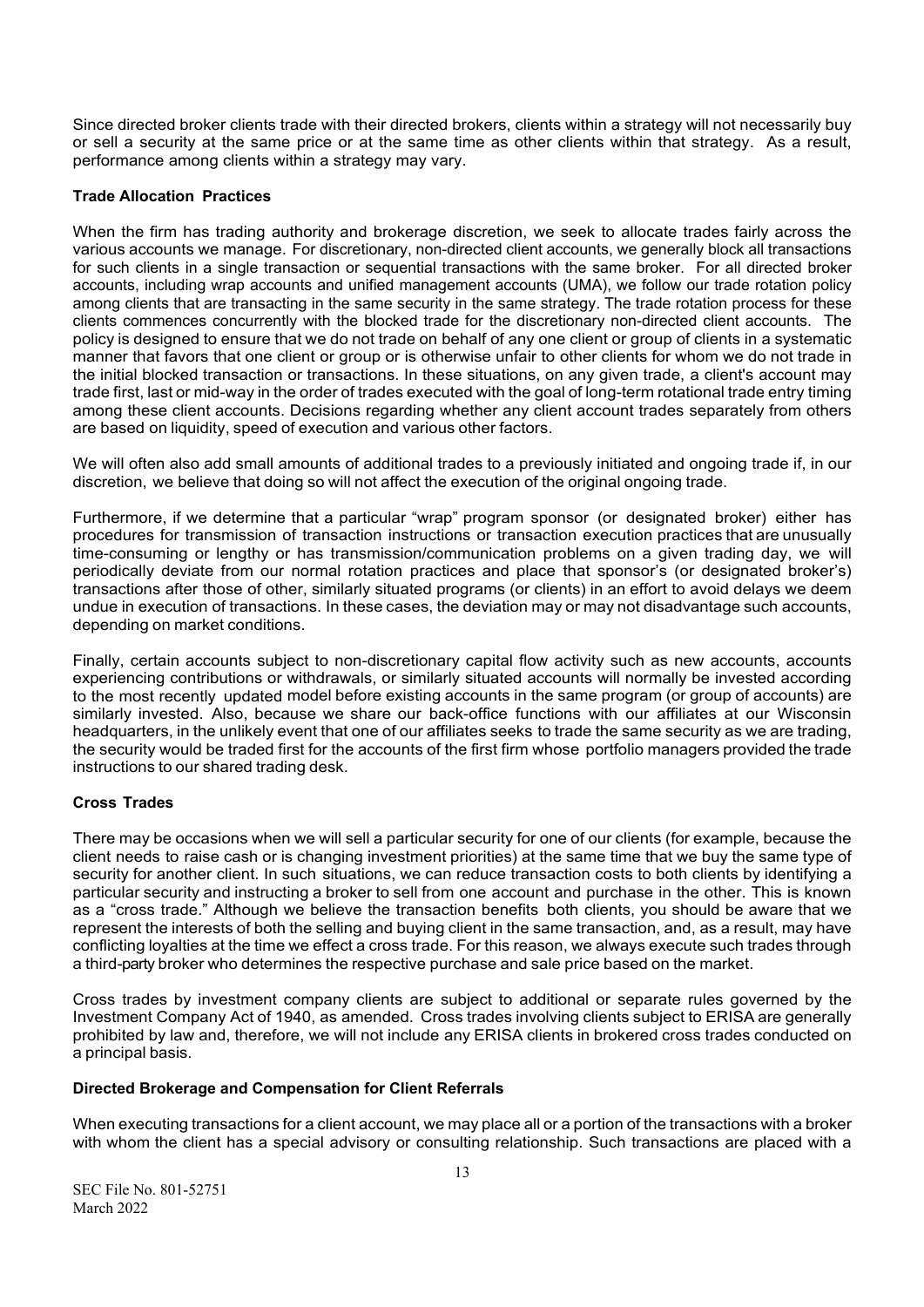Since directed broker clients trade with their directed brokers, clients within a strategy will not necessarily buy or sell a security at the same price or at the same time as other clients within that strategy. As a result, performance among clients within a strategy may vary.

**Trade Allocation Practices**

When the firm has trading authority and brokerage discretion, we seek to allocate trades fairly across the various accounts we manage. For discretionary, non-directed client accounts, we generally block all transactions for such clients in a single transaction or sequential transactions with the same broker. For all directed broker accounts, including wrap accounts and unified management accounts (UMA), we follow our trade rotation policy among clients that are transacting in the same security in the same strategy. The trade rotation process for these clients commences concurrently with the blocked trade for the discretionary non-directed client accounts. The policy is designed to ensure that we do not trade on behalf of any one client or group of clients in a systematic manner that favors that one client or group or is otherwise unfair to other clients for whom we do not trade in the initial blocked transaction or transactions. In these situations, on any given trade, a client's account may trade first, last or mid-way in the order of trades executed with the goal of long-term rotational trade entry timing among these client accounts. Decisions regarding whether any client account trades separately from others are based on liquidity, speed of execution and various other factors.

We will often also add small amounts of additional trades to a previously initiated and ongoing trade if, in our discretion, we believe that doing so will not affect the execution of the original ongoing trade.

Furthermore, if we determine that a particular "wrap" program sponsor (or designated broker) either has procedures for transmission of transaction instructions or transaction execution practices that are unusually time-consuming or lengthy or has transmission/communication problems on a given trading day, we will periodically deviate from our normal rotation practices and place that sponsor's (or designated broker's) transactions after those of other, similarly situated programs (or clients) in an effort to avoid delays we deem undue in execution of transactions. In these cases, the deviation may or may not disadvantage such accounts, depending on market conditions.

Finally, certain accounts subject to non-discretionary capital flow activity such as new accounts, accounts experiencing contributions or withdrawals, or similarly situated accounts will normally be invested according to the most recently updated model before existing accounts in the same program (or group of accounts) are similarly invested. Also, because we share our back-office functions with our affiliates at our Wisconsin headquarters, in the unlikely event that one of our affiliates seeks to trade the same security as we are trading, the security would be traded first for the accounts of the first firm whose portfolio managers provided the trade instructions to our shared trading desk.

**Cross Trades**

There may be occasions when we will sell a particular security for one of our clients (for example, because the client needs to raise cash or is changing investment priorities) at the same time that we buy the same type of security for another client. In such situations, we can reduce transaction costs to both clients by identifying a particular security and instructing a broker to sell from one account and purchase in the other. This is known as a "cross trade." Although we believe the transaction benefits both clients, you should be aware that we represent the interests of both the selling and buying client in the same transaction, and, as a result, may have conflicting loyalties at the time we effect a cross trade. For this reason, we always execute such trades through a third-party broker who determines the respective purchase and sale price based on the market.

Cross trades by investment company clients are subject to additional or separate rules governed by the Investment Company Act of 1940, as amended. Cross trades involving clients subject to ERISA are generally prohibited by law and, therefore, we will not include any ERISA clients in brokered cross trades conducted on a principal basis.

**Directed Brokerage and Compensation for Client Referrals**

When executing transactions for a client account, we may place all or a portion of the transactions with a broker with whom the client has a special advisory or consulting relationship. Such transactions are placed with a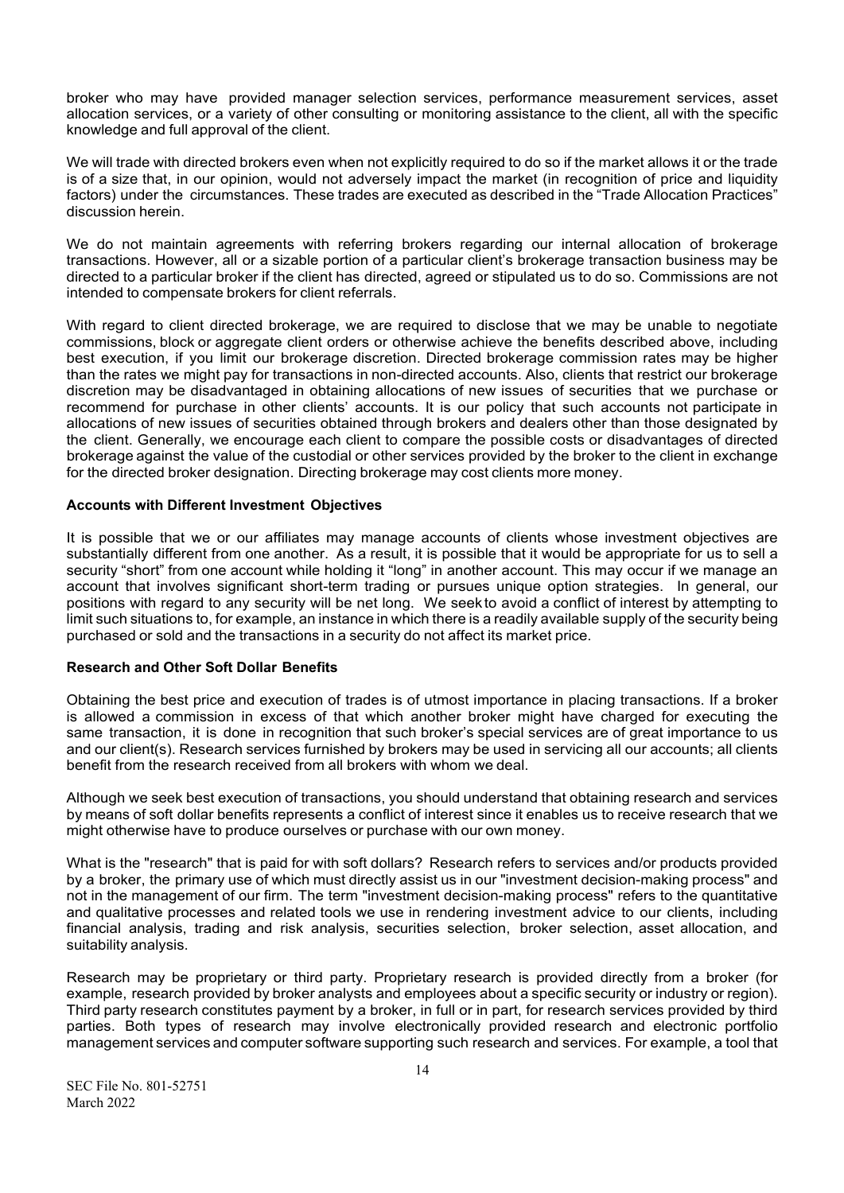broker who may have provided manager selection services, performance measurement services, asset allocation services, or a variety of other consulting or monitoring assistance to the client, all with the specific knowledge and full approval of the client.

We will trade with directed brokers even when not explicitly required to do so if the market allows it or the trade is of a size that, in our opinion, would not adversely impact the market (in recognition of price and liquidity factors) under the circumstances. These trades are executed as described in the "Trade Allocation Practices" discussion herein.

We do not maintain agreements with referring brokers regarding our internal allocation of brokerage transactions. However, all or a sizable portion of a particular client's brokerage transaction business may be directed to a particular broker if the client has directed, agreed or stipulated us to do so. Commissions are not intended to compensate brokers for client referrals.

With regard to client directed brokerage, we are required to disclose that we may be unable to negotiate commissions, block or aggregate client orders or otherwise achieve the benefits described above, including best execution, if you limit our brokerage discretion. Directed brokerage commission rates may be higher than the rates we might pay for transactions in non-directed accounts. Also, clients that restrict our brokerage discretion may be disadvantaged in obtaining allocations of new issues of securities that we purchase or recommend for purchase in other clients' accounts. It is our policy that such accounts not participate in allocations of new issues of securities obtained through brokers and dealers other than those designated by the client. Generally, we encourage each client to compare the possible costs or disadvantages of directed brokerage against the value of the custodial or other services provided by the broker to the client in exchange for the directed broker designation. Directing brokerage may cost clients more money.

**Accounts with Different Investment Objectives**

It is possible that we or our affiliates may manage accounts of clients whose investment objectives are substantially different from one another. As a result, it is possible that it would be appropriate for us to sell a security "short" from one account while holding it "long" in another account. This may occur if we manage an account that involves significant short-term trading or pursues unique option strategies. In general, our positions with regard to any security will be net long. We seek to avoid a conflict of interest by attempting to limit such situations to, for example, an instance in which there is a readily available supply of the security being purchased or sold and the transactions in a security do not affect its market price.

**Research and Other Soft Dollar Benefits**

Obtaining the best price and execution of trades is of utmost importance in placing transactions. If a broker is allowed a commission in excess of that which another broker might have charged for executing the same transaction, it is done in recognition that such broker's special services are of great importance to us and our client(s). Research services furnished by brokers may be used in servicing all our accounts; all clients benefit from the research received from all brokers with whom we deal.

Although we seek best execution of transactions, you should understand that obtaining research and services by means of soft dollar benefits represents a conflict of interest since it enables us to receive research that we might otherwise have to produce ourselves or purchase with our own money.

What is the "research" that is paid for with soft dollars? Research refers to services and/or products provided by a broker, the primary use of which must directly assist us in our "investment decision-making process" and not in the management of our firm. The term "investment decision-making process" refers to the quantitative and qualitative processes and related tools we use in rendering investment advice to our clients, including financial analysis, trading and risk analysis, securities selection, broker selection, asset allocation, and suitability analysis.

Research may be proprietary or third party. Proprietary research is provided directly from a broker (for example, research provided by broker analysts and employees about a specific security or industry or region). Third party research constitutes payment by a broker, in full or in part, for research services provided by third parties. Both types of research may involve electronically provided research and electronic portfolio management services and computer software supporting such research and services. For example, a tool that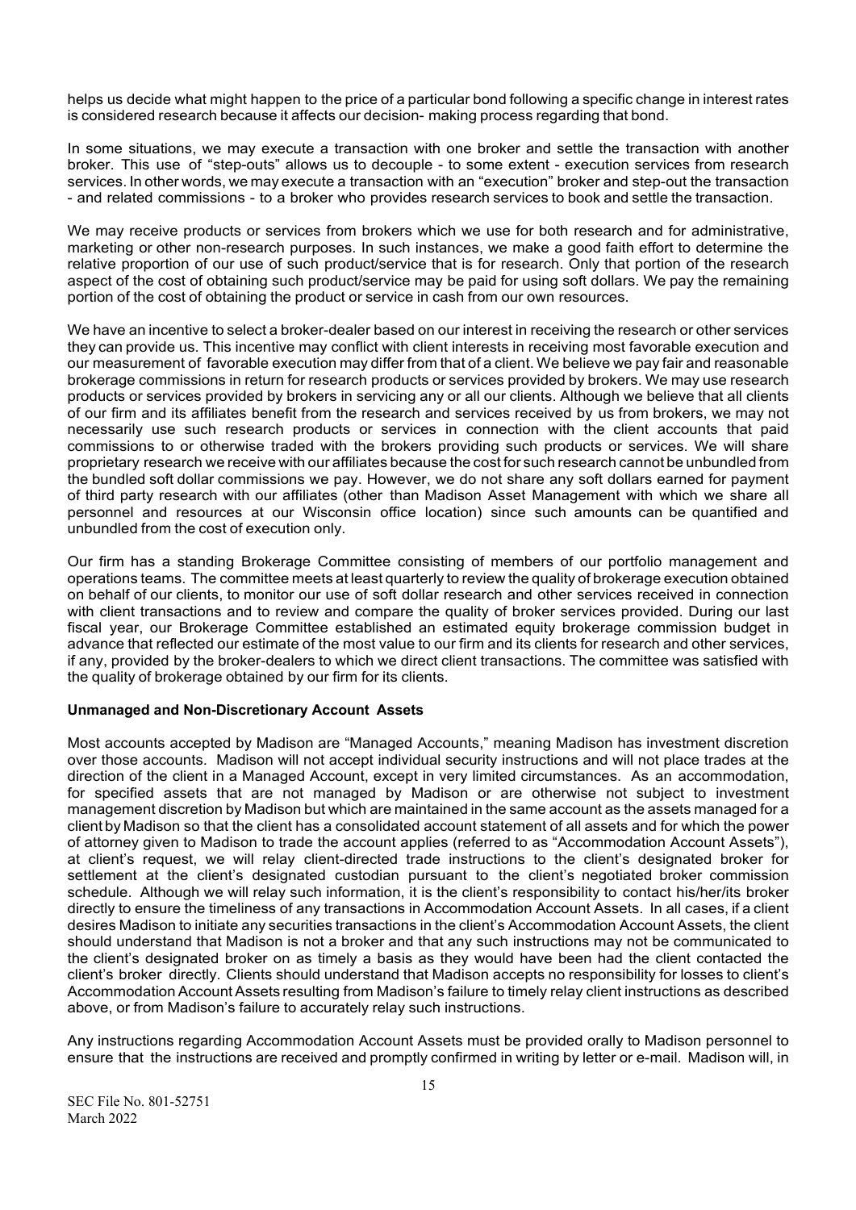helps us decide what might happen to the price of a particular bond following a specific change in interest rates is considered research because it affects our decision- making process regarding that bond.

In some situations, we may execute a transaction with one broker and settle the transaction with another broker. This use of "step-outs" allows us to decouple - to some extent - execution services from research services. In other words, we may execute a transaction with an "execution" broker and step-out the transaction - and related commissions - to a broker who provides research services to book and settle the transaction.

We may receive products or services from brokers which we use for both research and for administrative, marketing or other non-research purposes. In such instances, we make a good faith effort to determine the relative proportion of our use of such product/service that is for research. Only that portion of the research aspect of the cost of obtaining such product/service may be paid for using soft dollars. We pay the remaining portion of the cost of obtaining the product or service in cash from our own resources.

We have an incentive to select a broker-dealer based on our interest in receiving the research or other services they can provide us. This incentive may conflict with client interests in receiving most favorable execution and our measurement of favorable execution may differ from that of a client. We believe we pay fair and reasonable brokerage commissions in return for research products or services provided by brokers. We may use research products or services provided by brokers in servicing any or all our clients. Although we believe that all clients of our firm and its affiliates benefit from the research and services received by us from brokers, we may not necessarily use such research products or services in connection with the client accounts that paid commissions to or otherwise traded with the brokers providing such products or services. We will share proprietary research we receive with our affiliates because the cost for such research cannot be unbundled from the bundled soft dollar commissions we pay. However, we do not share any soft dollars earned for payment of third party research with our affiliates (other than Madison Asset Management with which we share all personnel and resources at our Wisconsin office location) since such amounts can be quantified and unbundled from the cost of execution only.

Our firm has a standing Brokerage Committee consisting of members of our portfolio management and operations teams. The committee meets at least quarterly to review the quality of brokerage execution obtained on behalf of our clients, to monitor our use of soft dollar research and other services received in connection with client transactions and to review and compare the quality of broker services provided. During our last fiscal year, our Brokerage Committee established an estimated equity brokerage commission budget in advance that reflected our estimate of the most value to our firm and its clients for research and other services, if any, provided by the broker-dealers to which we direct client transactions. The committee was satisfied with the quality of brokerage obtained by our firm for its clients.

**Unmanaged and Non-Discretionary Account Assets**

Most accounts accepted by Madison are "Managed Accounts," meaning Madison has investment discretion over those accounts. Madison will not accept individual security instructions and will not place trades at the direction of the client in a Managed Account, except in very limited circumstances. As an accommodation, for specified assets that are not managed by Madison or are otherwise not subject to investment management discretion by Madison but which are maintained in the same account as the assets managed for a client by Madison so that the client has a consolidated account statement of all assets and for which the power of attorney given to Madison to trade the account applies (referred to as "Accommodation Account Assets"), at client's request, we will relay client-directed trade instructions to the client's designated broker for settlement at the client's designated custodian pursuant to the client's negotiated broker commission schedule. Although we will relay such information, it is the client's responsibility to contact his/her/its broker directly to ensure the timeliness of any transactions in Accommodation Account Assets. In all cases, if a client desires Madison to initiate any securities transactions in the client's Accommodation Account Assets, the client should understand that Madison is not a broker and that any such instructions may not be communicated to the client's designated broker on as timely a basis as they would have been had the client contacted the client's broker directly. Clients should understand that Madison accepts no responsibility for losses to client's Accommodation Account Assets resulting from Madison's failure to timely relay client instructions as described above, or from Madison's failure to accurately relay such instructions.

Any instructions regarding Accommodation Account Assets must be provided orally to Madison personnel to ensure that the instructions are received and promptly confirmed in writing by letter or e-mail. Madison will, in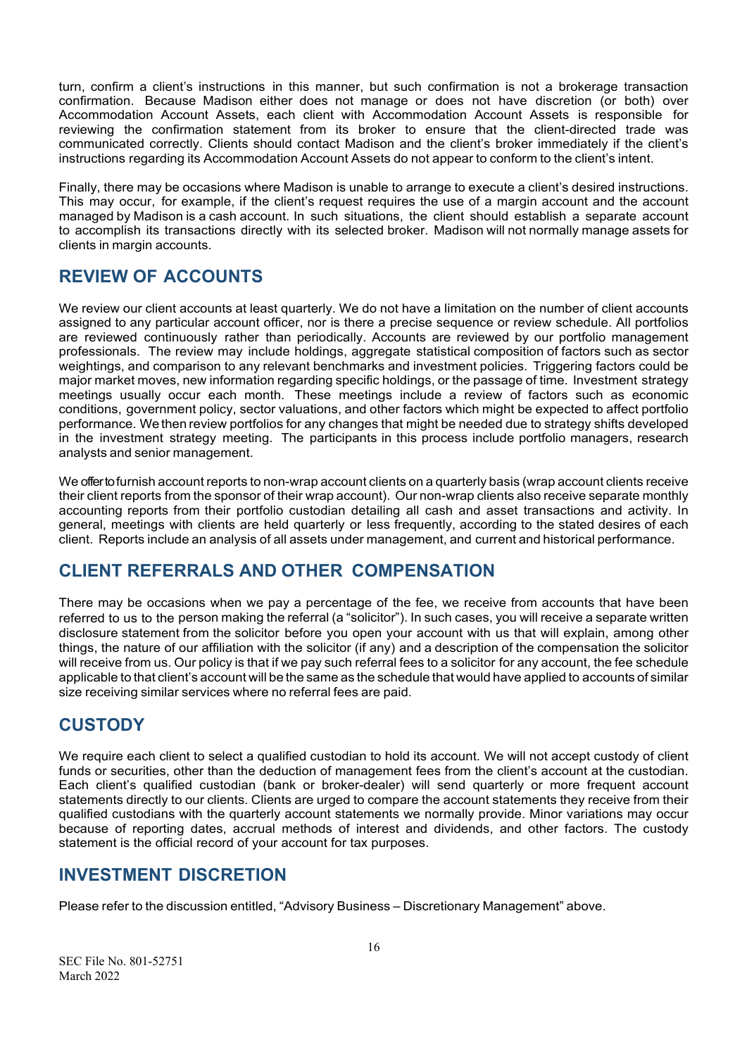turn, confirm a client's instructions in this manner, but such confirmation is not a brokerage transaction confirmation. Because Madison either does not manage or does not have discretion (or both) over Accommodation Account Assets, each client with Accommodation Account Assets is responsible for reviewing the confirmation statement from its broker to ensure that the client-directed trade was communicated correctly. Clients should contact Madison and the client's broker immediately if the client's instructions regarding its Accommodation Account Assets do not appear to conform to the client's intent.

Finally, there may be occasions where Madison is unable to arrange to execute a client's desired instructions. This may occur, for example, if the client's request requires the use of a margin account and the account managed by Madison is a cash account. In such situations, the client should establish a separate account to accomplish its transactions directly with its selected broker. Madison will not normally manage assets for clients in margin accounts.

## REVIEW OF ACCOUNTS

We review our client accounts at least quarterly. We do not have a limitation on the number of client accounts assigned to any particular account officer, nor is there a precise sequence or review schedule. All portfolios are reviewed continuously rather than periodically. Accounts are reviewed by our portfolio management professionals. The review may include holdings, aggregate statistical composition of factors such as sector weightings, and comparison to any relevant benchmarks and investment policies. Triggering factors could be major market moves, new information regarding specific holdings, or the passage of time. Investment strategy meetings usually occur each month. These meetings include a review of factors such as economic conditions, government policy, sector valuations, and other factors which might be expected to affect portfolio performance. We then review portfolios for any changes that might be needed due to strategy shifts developed in the investment strategy meeting. The participants in this process include portfolio managers, research analysts and senior management.

We offer to furnish account reports to non-wrap account clients on a quarterly basis (wrap account clients receive their client reports from the sponsor of their wrap account). Our non-wrap clients also receive separate monthly accounting reports from their portfolio custodian detailing all cash and asset transactions and activity. In general, meetings with clients are held quarterly or less frequently, according to the stated desires of each client. Reports include an analysis of all assets under management, and current and historical performance.

## CLIENT REFERRALS AND OTHER COMPENSATION

There may be occasions when we pay a percentage of the fee, we receive from accounts that have been referred to us to the person making the referral (a "solicitor"). In such cases, you will receive a separate written disclosure statement from the solicitor before you open your account with us that will explain, among other things, the nature of our affiliation with the solicitor (if any) and a description of the compensation the solicitor will receive from us. Our policy is that if we pay such referral fees to a solicitor for any account, the fee schedule applicable to that client's account will be the same as the schedule that would have applied to accounts of similar size receiving similar services where no referral fees are paid.

## CUSTODY

We require each client to select a qualified custodian to hold its account. We will not accept custody of client funds or securities, other than the deduction of management fees from the client's account at the custodian. Each client's qualified custodian (bank or broker-dealer) will send quarterly or more frequent account statements directly to our clients. Clients are urged to compare the account statements they receive from their qualified custodians with the quarterly account statements we normally provide. Minor variations may occur because of reporting dates, accrual methods of interest and dividends, and other factors. The custody statement is the official record of your account for tax purposes.

## INVESTMENT DISCRETION

Please refer to the discussion entitled, "Advisory Business – Discretionary Management" above.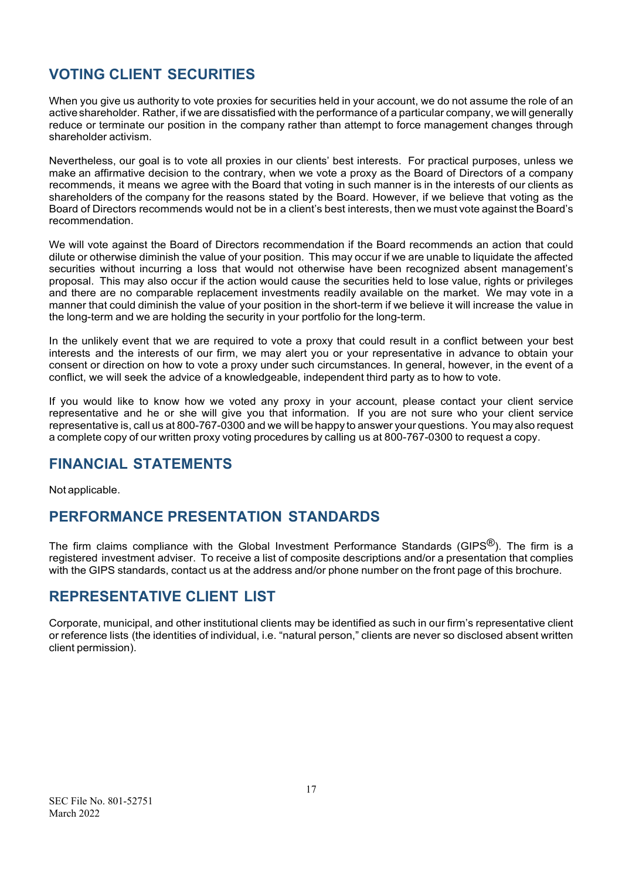## VOTING CLIENT SECURITIES

When you give us authority to vote proxies for securities held in your account, we do not assume the role of an active shareholder. Rather, if we are dissatisfied with the performance of a particular company, we will generally reduce or terminate our position in the company rather than attempt to force management changes through shareholder activism.

Nevertheless, our goal is to vote all proxies in our clients' best interests. For practical purposes, unless we make an affirmative decision to the contrary, when we vote a proxy as the Board of Directors of a company recommends, it means we agree with the Board that voting in such manner is in the interests of our clients as shareholders of the company for the reasons stated by the Board. However, if we believe that voting as the Board of Directors recommends would not be in a client's best interests, then we must vote against the Board's recommendation.

We will vote against the Board of Directors recommendation if the Board recommends an action that could dilute or otherwise diminish the value of your position. This may occur if we are unable to liquidate the affected securities without incurring a loss that would not otherwise have been recognized absent management's proposal. This may also occur if the action would cause the securities held to lose value, rights or privileges and there are no comparable replacement investments readily available on the market. We may vote in a manner that could diminish the value of your position in the short-term if we believe it will increase the value in the long-term and we are holding the security in your portfolio for the long-term.

In the unlikely event that we are required to vote a proxy that could result in a conflict between your best interests and the interests of our firm, we may alert you or your representative in advance to obtain your consent or direction on how to vote a proxy under such circumstances. In general, however, in the event of a conflict, we will seek the advice of a knowledgeable, independent third party as to how to vote.

If you would like to know how we voted any proxy in your account, please contact your client service representative and he or she will give you that information. If you are not sure who your client service representative is, call us at 800-767-0300 and we will be happy to answer your questions. You may also request a complete copy of our written proxy voting procedures by calling us at 800-767-0300 to request a copy.

## FINANCIAL STATEMENTS

Not applicable.

## PERFORMANCE PRESENTATION STANDARDS

The firm claims compliance with the Global Investment Performance Standards (GIPS®). The firm is a registered investment adviser. To receive a list of composite descriptions and/or a presentation that complies with the GIPS standards, contact us at the address and/or phone number on the front page of this brochure.

## REPRESENTATIVE CLIENT LIST

Corporate, municipal, and other institutional clients may be identified as such in our firm's representative client or reference lists (the identities of individual, i.e. "natural person," clients are never so disclosed absent written client permission).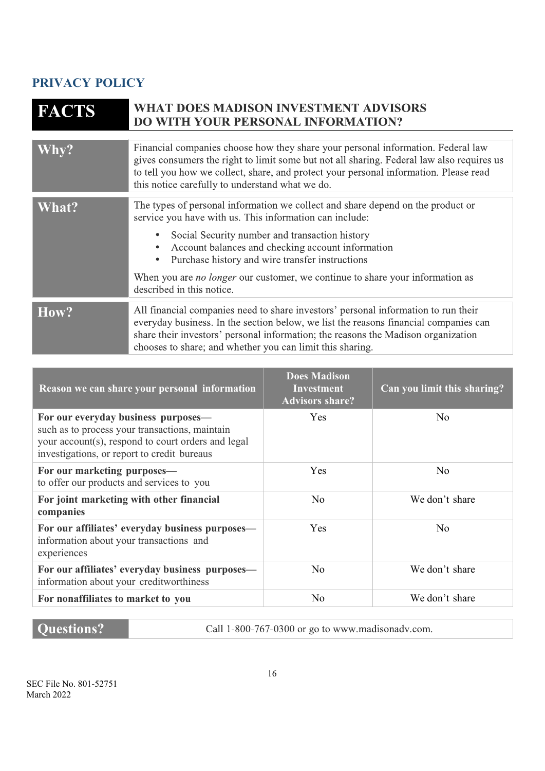## PRIVACY POLICY

| FACTS | WHAT DOES MADISON INVESTMENT ADVISORS DO WITH YOUR PERSONAL INFORMATION? |
|---|---|
| **Why?** | Financial companies choose how they share your personal information. Federal law gives consumers the right to limit some but not all sharing. Federal law also requires us to tell you how we collect, share, and protect your personal information. Please read this notice carefully to understand what we do. |
| **What?** | The types of personal information we collect and share depend on the product or service you have with us. This information can include:<br>• Social Security number and transaction history<br>• Account balances and checking account information<br>• Purchase history and wire transfer instructions<br><br>When you are *no longer* our customer, we continue to share your information as described in this notice. |
| **How?** | All financial companies need to share investors' personal information to run their everyday business. In the section below, we list the reasons financial companies can share their investors' personal information; the reasons the Madison organization chooses to share; and whether you can limit this sharing. |

| Reason we can share your personal information | Does Madison Investment Advisors share? | Can you limit this sharing? |
|---|---|---|
| **For our everyday business purposes—** such as to process your transactions, maintain your account(s), respond to court orders and legal investigations, or report to credit bureaus | Yes | No |
| **For our marketing purposes—** to offer our products and services to you | Yes | No |
| **For joint marketing with other financial companies** | No | We don't share |
| **For our affiliates' everyday business purposes—** information about your transactions and experiences | Yes | No |
| **For our affiliates' everyday business purposes—** information about your creditworthiness | No | We don't share |
| **For nonaffiliates to market to you** | No | We don't share |

| Questions? | Call 1-800-767-0300 or go to www.madisonadv.com. |
|---|---|

SEC File No. 801-52751
March 2022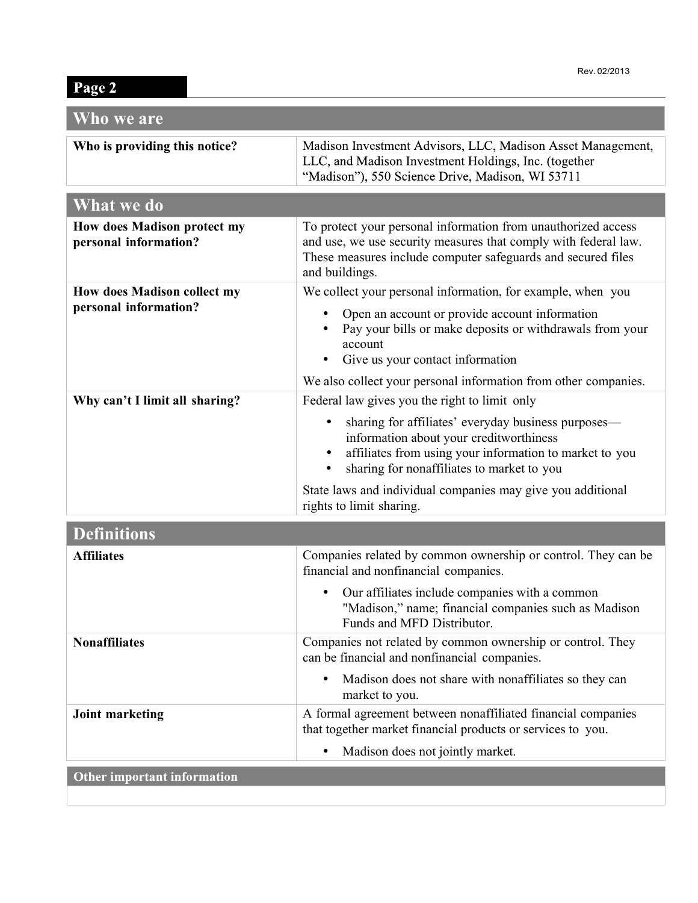Rev. 02/2013

## Page 2

| Who we are | |
|---|---|
| **Who is providing this notice?** | Madison Investment Advisors, LLC, Madison Asset Management, LLC, and Madison Investment Holdings, Inc. (together "Madison"), 550 Science Drive, Madison, WI 53711 |

| What we do | |
|---|---|
| **How does Madison protect my personal information?** | To protect your personal information from unauthorized access and use, we use security measures that comply with federal law. These measures include computer safeguards and secured files and buildings. |
| **How does Madison collect my personal information?** | We collect your personal information, for example, when you<br>• Open an account or provide account information<br>• Pay your bills or make deposits or withdrawals from your account<br>• Give us your contact information<br>We also collect your personal information from other companies. |
| **Why can't I limit all sharing?** | Federal law gives you the right to limit only<br>• sharing for affiliates' everyday business purposes—information about your creditworthiness<br>• affiliates from using your information to market to you<br>• sharing for nonaffiliates to market to you<br>State laws and individual companies may give you additional rights to limit sharing. |

| Definitions | |
|---|---|
| **Affiliates** | Companies related by common ownership or control. They can be financial and nonfinancial companies.<br>• Our affiliates include companies with a common "Madison," name; financial companies such as Madison Funds and MFD Distributor. |
| **Nonaffiliates** | Companies not related by common ownership or control. They can be financial and nonfinancial companies.<br>• Madison does not share with nonaffiliates so they can market to you. |
| **Joint marketing** | A formal agreement between nonaffiliated financial companies that together market financial products or services to you.<br>• Madison does not jointly market. |

| Other important information |
|---|
| |